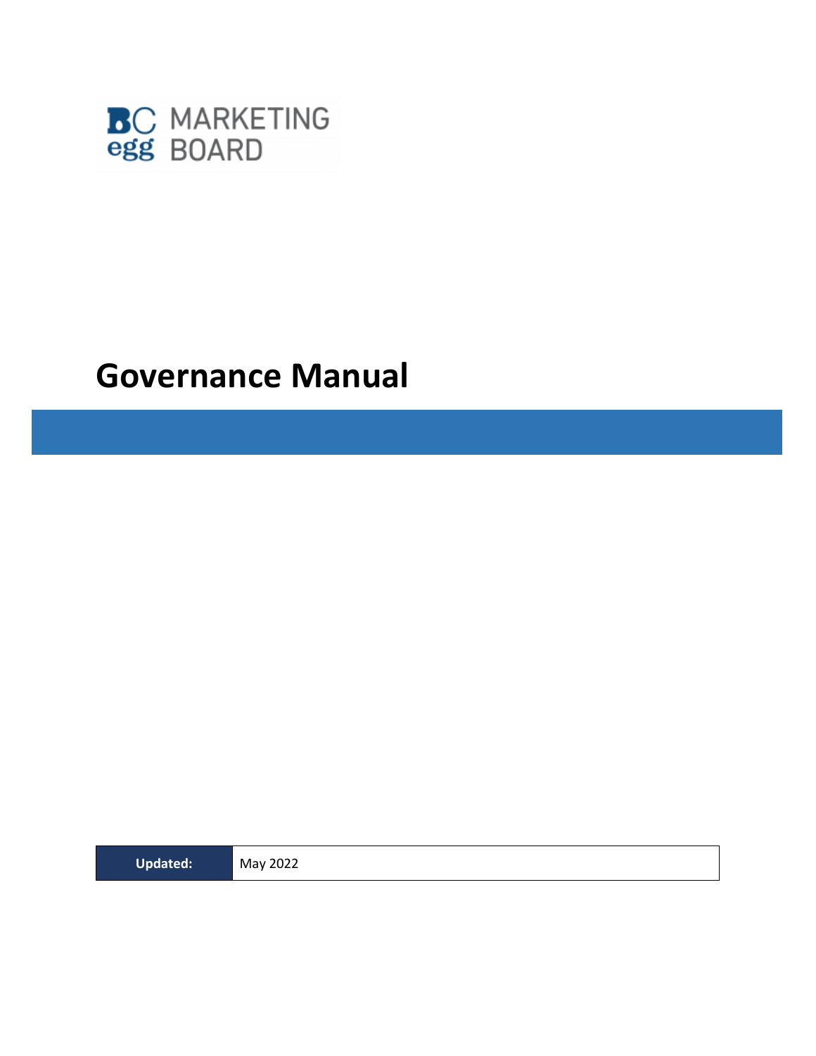BC egg MARKETING BOARD

# Governance Manual

| Updated: | May 2022 |
|---|---|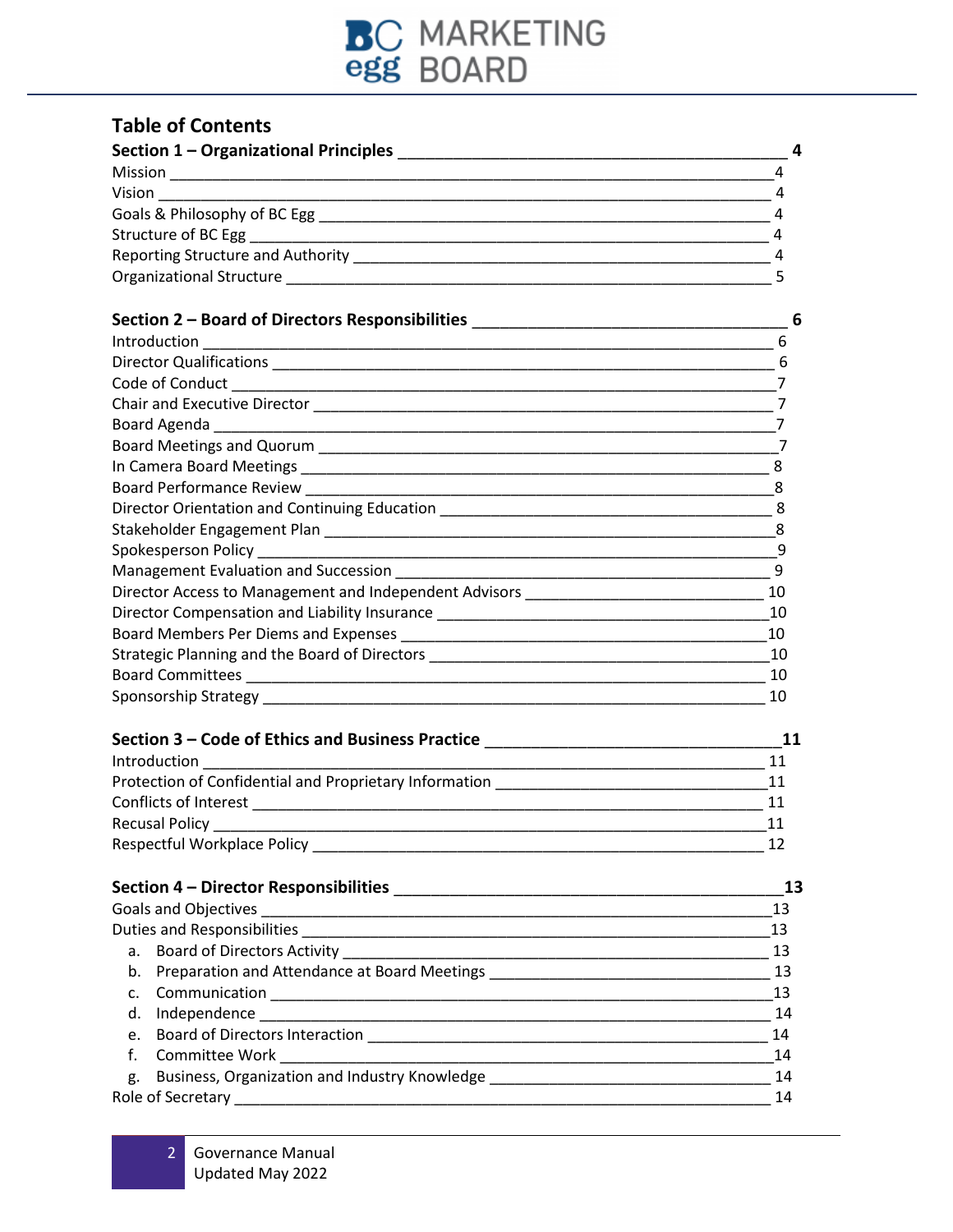## Table of Contents

| | |
|---|---|
| **Section 1 – Organizational Principles** | **4** |
| Mission | 4 |
| Vision | 4 |
| Goals & Philosophy of BC Egg | 4 |
| Structure of BC Egg | 4 |
| Reporting Structure and Authority | 4 |
| Organizational Structure | 5 |
| **Section 2 – Board of Directors Responsibilities** | **6** |
| Introduction | 6 |
| Director Qualifications | 6 |
| Code of Conduct | 7 |
| Chair and Executive Director | 7 |
| Board Agenda | 7 |
| Board Meetings and Quorum | 7 |
| In Camera Board Meetings | 8 |
| Board Performance Review | 8 |
| Director Orientation and Continuing Education | 8 |
| Stakeholder Engagement Plan | 8 |
| Spokesperson Policy | 9 |
| Management Evaluation and Succession | 9 |
| Director Access to Management and Independent Advisors | 10 |
| Director Compensation and Liability Insurance | 10 |
| Board Members Per Diems and Expenses | 10 |
| Strategic Planning and the Board of Directors | 10 |
| Board Committees | 10 |
| Sponsorship Strategy | 10 |
| **Section 3 – Code of Ethics and Business Practice** | **11** |
| Introduction | 11 |
| Protection of Confidential and Proprietary Information | 11 |
| Conflicts of Interest | 11 |
| Recusal Policy | 11 |
| Respectful Workplace Policy | 12 |
| **Section 4 – Director Responsibilities** | **13** |
| Goals and Objectives | 13 |
| Duties and Responsibilities | 13 |
| a. Board of Directors Activity | 13 |
| b. Preparation and Attendance at Board Meetings | 13 |
| c. Communication | 13 |
| d. Independence | 14 |
| e. Board of Directors Interaction | 14 |
| f. Committee Work | 14 |
| g. Business, Organization and Industry Knowledge | 14 |
| Role of Secretary | 14 |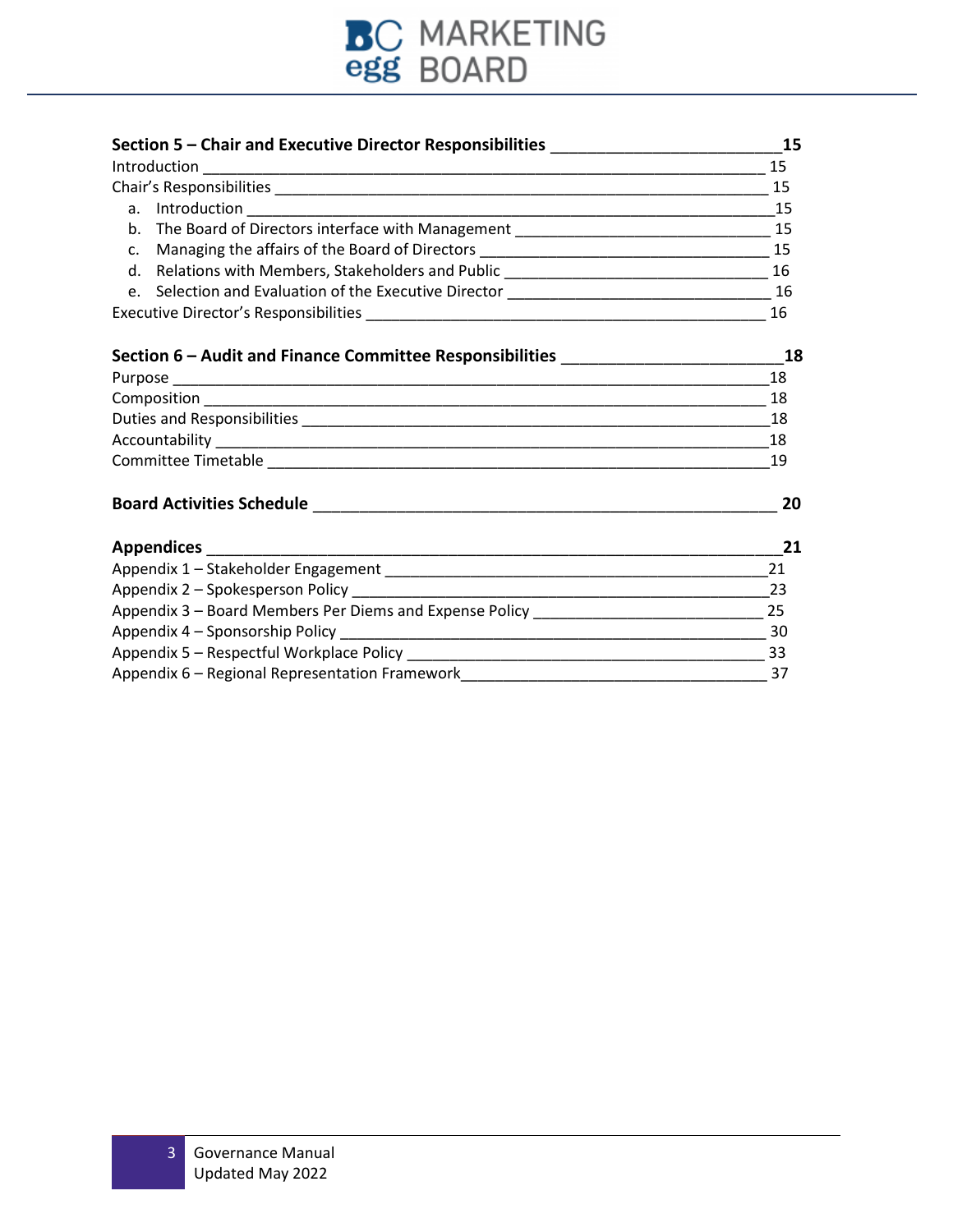**Section 5 – Chair and Executive Director Responsibilities ____________________ 15**

Introduction ____________________ 15

Chair's Responsibilities ____________________ 15

a. Introduction ____________________ 15
b. The Board of Directors interface with Management ____________________ 15
c. Managing the affairs of the Board of Directors ____________________ 15
d. Relations with Members, Stakeholders and Public ____________________ 16
e. Selection and Evaluation of the Executive Director ____________________ 16

Executive Director's Responsibilities ____________________ 16

**Section 6 – Audit and Finance Committee Responsibilities ____________________ 18**

Purpose ____________________ 18

Composition ____________________ 18

Duties and Responsibilities ____________________ 18

Accountability ____________________ 18

Committee Timetable ____________________ 19

**Board Activities Schedule ____________________ 20**

**Appendices ____________________ 21**

Appendix 1 – Stakeholder Engagement ____________________ 21

Appendix 2 – Spokesperson Policy ____________________ 23

Appendix 3 – Board Members Per Diems and Expense Policy ____________________ 25

Appendix 4 – Sponsorship Policy ____________________ 30

Appendix 5 – Respectful Workplace Policy ____________________ 33

Appendix 6 – Regional Representation Framework ____________________ 37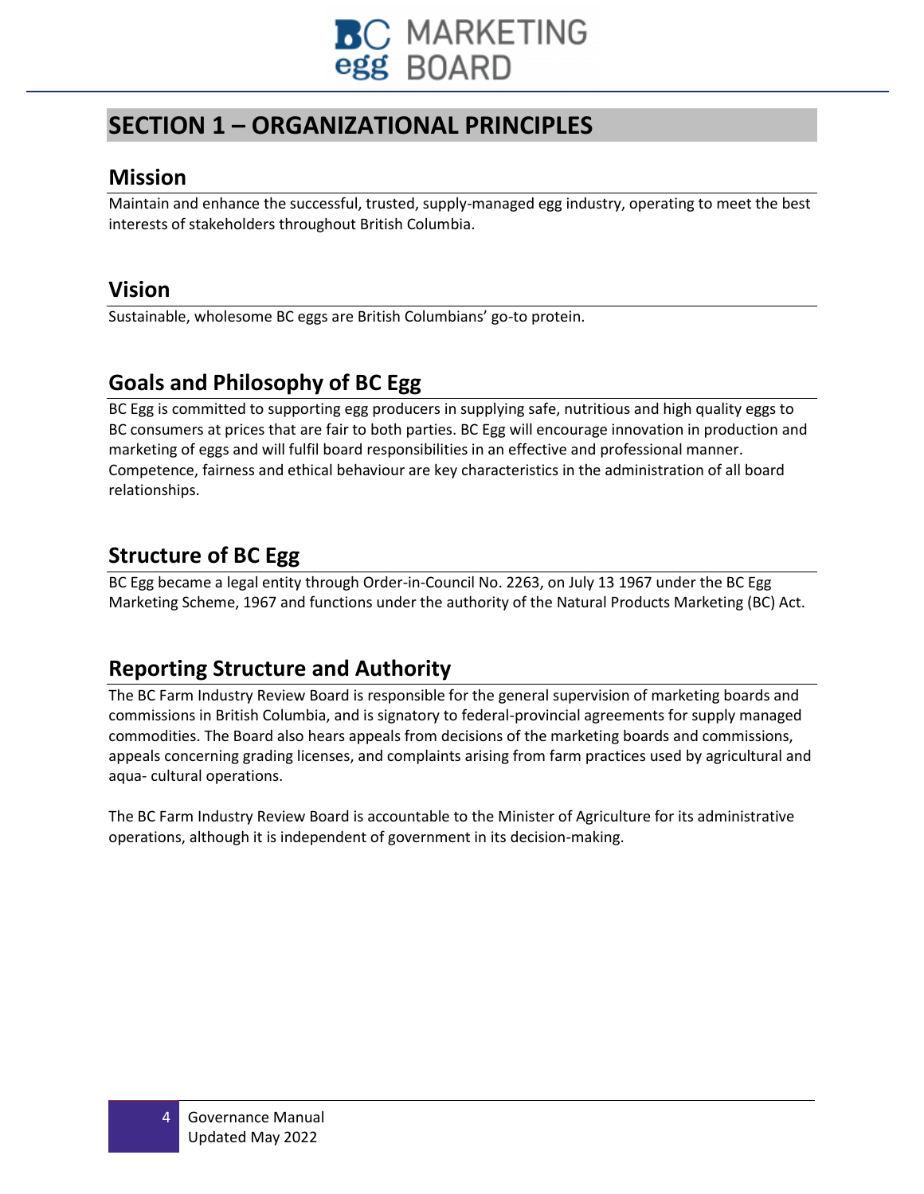# SECTION 1 – ORGANIZATIONAL PRINCIPLES

## Mission

Maintain and enhance the successful, trusted, supply-managed egg industry, operating to meet the best interests of stakeholders throughout British Columbia.

## Vision

Sustainable, wholesome BC eggs are British Columbians' go-to protein.

## Goals and Philosophy of BC Egg

BC Egg is committed to supporting egg producers in supplying safe, nutritious and high quality eggs to BC consumers at prices that are fair to both parties. BC Egg will encourage innovation in production and marketing of eggs and will fulfil board responsibilities in an effective and professional manner. Competence, fairness and ethical behaviour are key characteristics in the administration of all board relationships.

## Structure of BC Egg

BC Egg became a legal entity through Order-in-Council No. 2263, on July 13 1967 under the BC Egg Marketing Scheme, 1967 and functions under the authority of the Natural Products Marketing (BC) Act.

## Reporting Structure and Authority

The BC Farm Industry Review Board is responsible for the general supervision of marketing boards and commissions in British Columbia, and is signatory to federal-provincial agreements for supply managed commodities. The Board also hears appeals from decisions of the marketing boards and commissions, appeals concerning grading licenses, and complaints arising from farm practices used by agricultural and aqua- cultural operations.

The BC Farm Industry Review Board is accountable to the Minister of Agriculture for its administrative operations, although it is independent of government in its decision-making.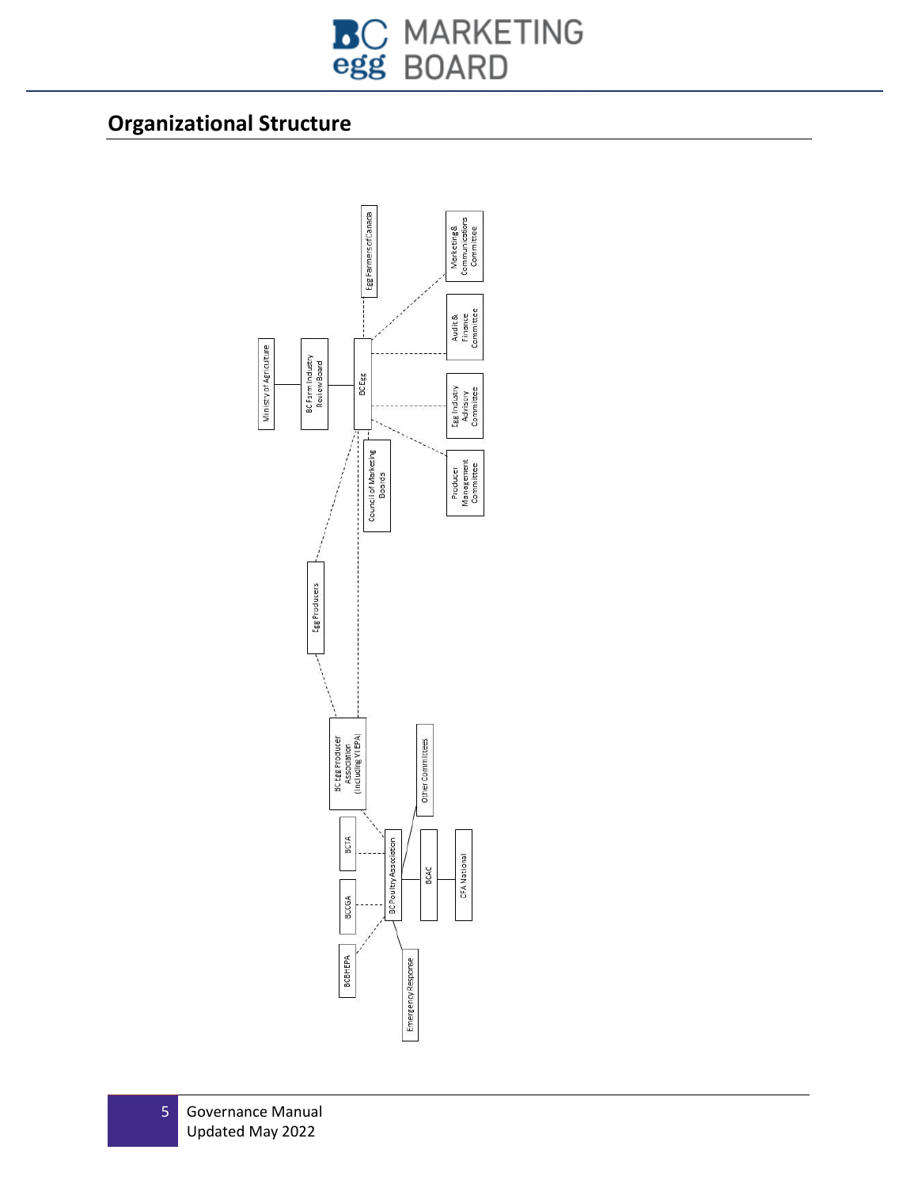## Organizational Structure

Ministry of Agriculture

BC Farm Industry Review Board

BC Egg

Egg Farmers of Canada

Council of Marketing Boards

Marketing & Communications Committee

Audit & Finance Committee

Egg Industry Advisory Committee

Producer Management Committee

Egg Producers

BC Egg Producer Association (including VIEPA)

BCTA

BCCGA

BCBHEPA

BC Poultry Association

Other Committees

BCAC

CFA National

Emergency Response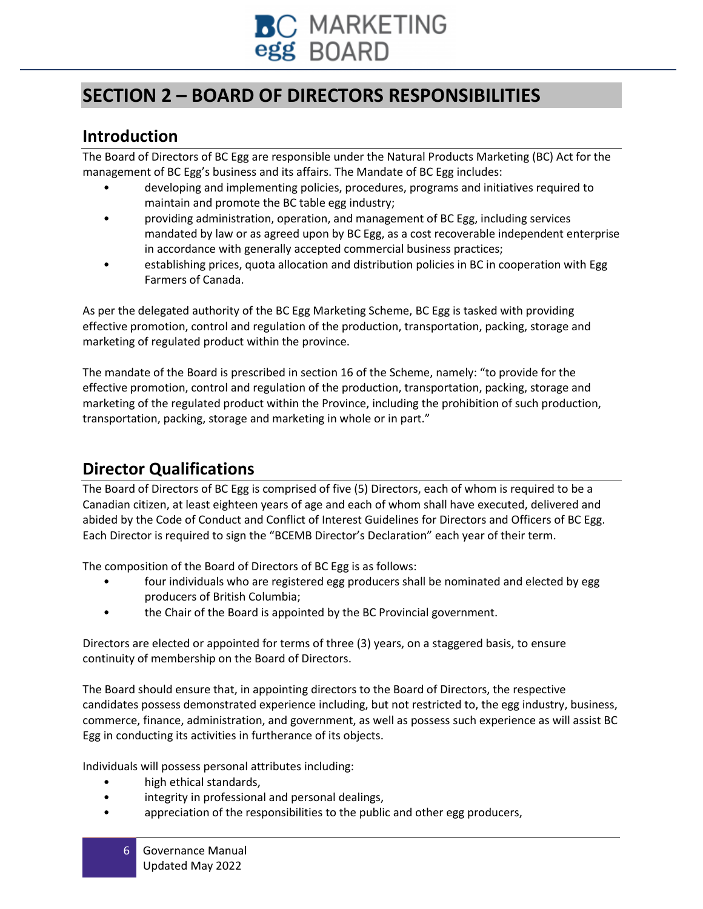# SECTION 2 – BOARD OF DIRECTORS RESPONSIBILITIES

## Introduction

The Board of Directors of BC Egg are responsible under the Natural Products Marketing (BC) Act for the management of BC Egg's business and its affairs. The Mandate of BC Egg includes:

- developing and implementing policies, procedures, programs and initiatives required to maintain and promote the BC table egg industry;
- providing administration, operation, and management of BC Egg, including services mandated by law or as agreed upon by BC Egg, as a cost recoverable independent enterprise in accordance with generally accepted commercial business practices;
- establishing prices, quota allocation and distribution policies in BC in cooperation with Egg Farmers of Canada.

As per the delegated authority of the BC Egg Marketing Scheme, BC Egg is tasked with providing effective promotion, control and regulation of the production, transportation, packing, storage and marketing of regulated product within the province.

The mandate of the Board is prescribed in section 16 of the Scheme, namely: "to provide for the effective promotion, control and regulation of the production, transportation, packing, storage and marketing of the regulated product within the Province, including the prohibition of such production, transportation, packing, storage and marketing in whole or in part."

## Director Qualifications

The Board of Directors of BC Egg is comprised of five (5) Directors, each of whom is required to be a Canadian citizen, at least eighteen years of age and each of whom shall have executed, delivered and abided by the Code of Conduct and Conflict of Interest Guidelines for Directors and Officers of BC Egg. Each Director is required to sign the "BCEMB Director's Declaration" each year of their term.

The composition of the Board of Directors of BC Egg is as follows:

- four individuals who are registered egg producers shall be nominated and elected by egg producers of British Columbia;
- the Chair of the Board is appointed by the BC Provincial government.

Directors are elected or appointed for terms of three (3) years, on a staggered basis, to ensure continuity of membership on the Board of Directors.

The Board should ensure that, in appointing directors to the Board of Directors, the respective candidates possess demonstrated experience including, but not restricted to, the egg industry, business, commerce, finance, administration, and government, as well as possess such experience as will assist BC Egg in conducting its activities in furtherance of its objects.

Individuals will possess personal attributes including:

- high ethical standards,
- integrity in professional and personal dealings,
- appreciation of the responsibilities to the public and other egg producers,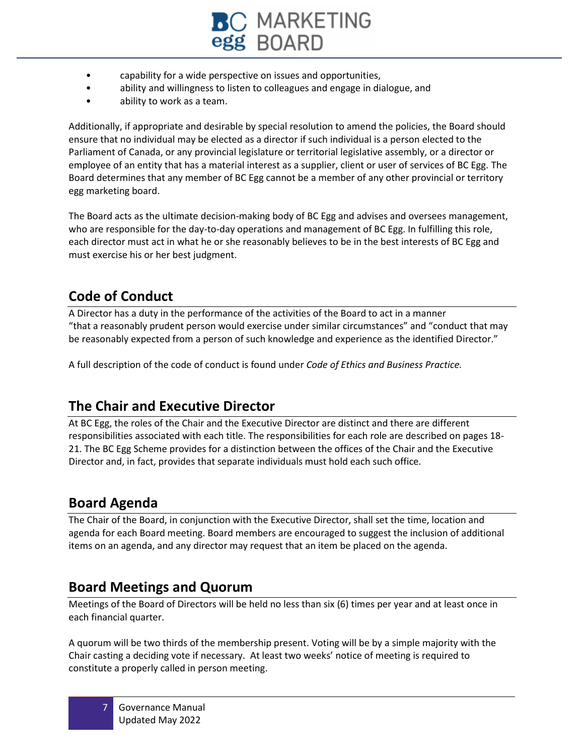- capability for a wide perspective on issues and opportunities,
- ability and willingness to listen to colleagues and engage in dialogue, and
- ability to work as a team.

Additionally, if appropriate and desirable by special resolution to amend the policies, the Board should ensure that no individual may be elected as a director if such individual is a person elected to the Parliament of Canada, or any provincial legislature or territorial legislative assembly, or a director or employee of an entity that has a material interest as a supplier, client or user of services of BC Egg. The Board determines that any member of BC Egg cannot be a member of any other provincial or territory egg marketing board.

The Board acts as the ultimate decision-making body of BC Egg and advises and oversees management, who are responsible for the day-to-day operations and management of BC Egg. In fulfilling this role, each director must act in what he or she reasonably believes to be in the best interests of BC Egg and must exercise his or her best judgment.

## Code of Conduct

A Director has a duty in the performance of the activities of the Board to act in a manner "that a reasonably prudent person would exercise under similar circumstances" and "conduct that may be reasonably expected from a person of such knowledge and experience as the identified Director."

A full description of the code of conduct is found under *Code of Ethics and Business Practice.*

## The Chair and Executive Director

At BC Egg, the roles of the Chair and the Executive Director are distinct and there are different responsibilities associated with each title. The responsibilities for each role are described on pages 18-21. The BC Egg Scheme provides for a distinction between the offices of the Chair and the Executive Director and, in fact, provides that separate individuals must hold each such office.

## Board Agenda

The Chair of the Board, in conjunction with the Executive Director, shall set the time, location and agenda for each Board meeting. Board members are encouraged to suggest the inclusion of additional items on an agenda, and any director may request that an item be placed on the agenda.

## Board Meetings and Quorum

Meetings of the Board of Directors will be held no less than six (6) times per year and at least once in each financial quarter.

A quorum will be two thirds of the membership present. Voting will be by a simple majority with the Chair casting a deciding vote if necessary. At least two weeks' notice of meeting is required to constitute a properly called in person meeting.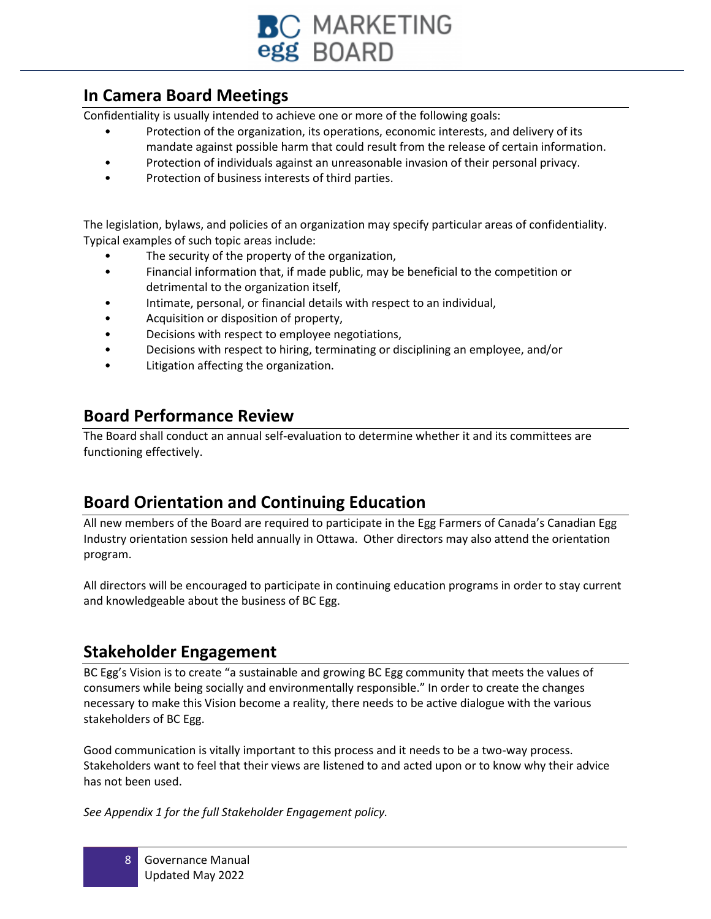## In Camera Board Meetings

Confidentiality is usually intended to achieve one or more of the following goals:

- Protection of the organization, its operations, economic interests, and delivery of its mandate against possible harm that could result from the release of certain information.
- Protection of individuals against an unreasonable invasion of their personal privacy.
- Protection of business interests of third parties.

The legislation, bylaws, and policies of an organization may specify particular areas of confidentiality. Typical examples of such topic areas include:

- The security of the property of the organization,
- Financial information that, if made public, may be beneficial to the competition or detrimental to the organization itself,
- Intimate, personal, or financial details with respect to an individual,
- Acquisition or disposition of property,
- Decisions with respect to employee negotiations,
- Decisions with respect to hiring, terminating or disciplining an employee, and/or
- Litigation affecting the organization.

## Board Performance Review

The Board shall conduct an annual self-evaluation to determine whether it and its committees are functioning effectively.

## Board Orientation and Continuing Education

All new members of the Board are required to participate in the Egg Farmers of Canada's Canadian Egg Industry orientation session held annually in Ottawa. Other directors may also attend the orientation program.

All directors will be encouraged to participate in continuing education programs in order to stay current and knowledgeable about the business of BC Egg.

## Stakeholder Engagement

BC Egg's Vision is to create "a sustainable and growing BC Egg community that meets the values of consumers while being socially and environmentally responsible." In order to create the changes necessary to make this Vision become a reality, there needs to be active dialogue with the various stakeholders of BC Egg.

Good communication is vitally important to this process and it needs to be a two-way process. Stakeholders want to feel that their views are listened to and acted upon or to know why their advice has not been used.

*See Appendix 1 for the full Stakeholder Engagement policy.*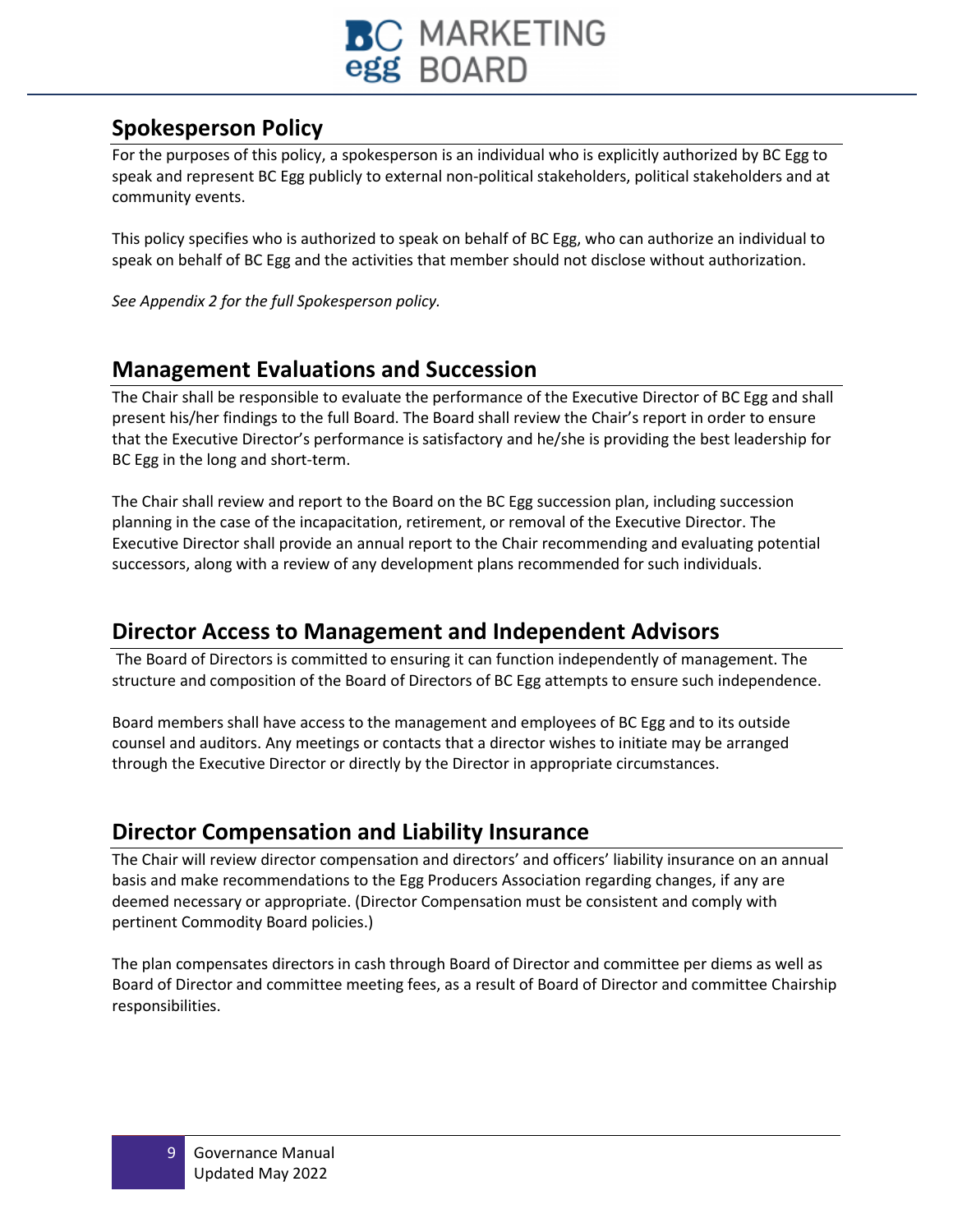## Spokesperson Policy

For the purposes of this policy, a spokesperson is an individual who is explicitly authorized by BC Egg to speak and represent BC Egg publicly to external non-political stakeholders, political stakeholders and at community events.

This policy specifies who is authorized to speak on behalf of BC Egg, who can authorize an individual to speak on behalf of BC Egg and the activities that member should not disclose without authorization.

*See Appendix 2 for the full Spokesperson policy.*

## Management Evaluations and Succession

The Chair shall be responsible to evaluate the performance of the Executive Director of BC Egg and shall present his/her findings to the full Board. The Board shall review the Chair's report in order to ensure that the Executive Director's performance is satisfactory and he/she is providing the best leadership for BC Egg in the long and short-term.

The Chair shall review and report to the Board on the BC Egg succession plan, including succession planning in the case of the incapacitation, retirement, or removal of the Executive Director. The Executive Director shall provide an annual report to the Chair recommending and evaluating potential successors, along with a review of any development plans recommended for such individuals.

## Director Access to Management and Independent Advisors

The Board of Directors is committed to ensuring it can function independently of management. The structure and composition of the Board of Directors of BC Egg attempts to ensure such independence.

Board members shall have access to the management and employees of BC Egg and to its outside counsel and auditors. Any meetings or contacts that a director wishes to initiate may be arranged through the Executive Director or directly by the Director in appropriate circumstances.

## Director Compensation and Liability Insurance

The Chair will review director compensation and directors' and officers' liability insurance on an annual basis and make recommendations to the Egg Producers Association regarding changes, if any are deemed necessary or appropriate. (Director Compensation must be consistent and comply with pertinent Commodity Board policies.)

The plan compensates directors in cash through Board of Director and committee per diems as well as Board of Director and committee meeting fees, as a result of Board of Director and committee Chairship responsibilities.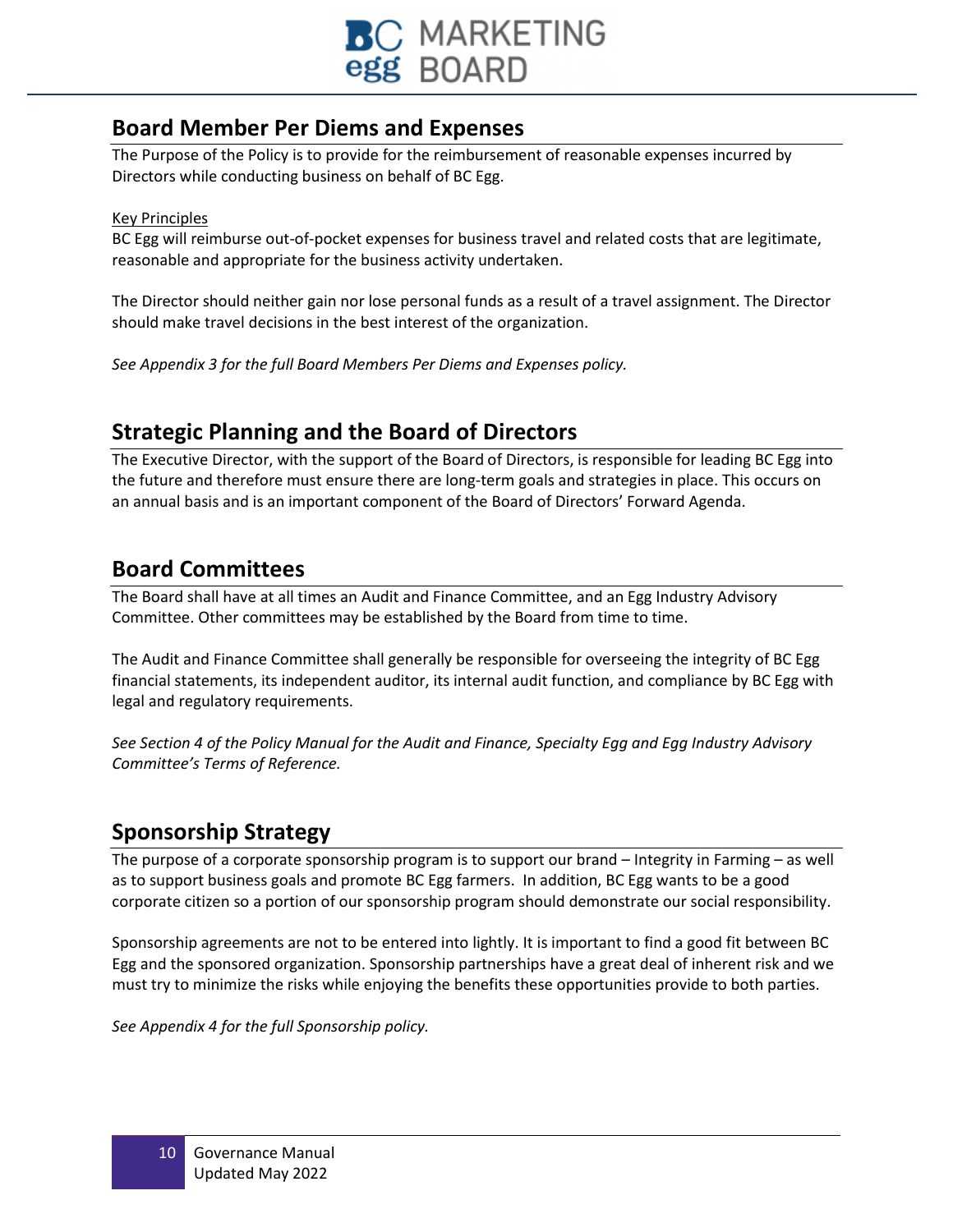## Board Member Per Diems and Expenses

The Purpose of the Policy is to provide for the reimbursement of reasonable expenses incurred by Directors while conducting business on behalf of BC Egg.

Key Principles

BC Egg will reimburse out-of-pocket expenses for business travel and related costs that are legitimate, reasonable and appropriate for the business activity undertaken.

The Director should neither gain nor lose personal funds as a result of a travel assignment. The Director should make travel decisions in the best interest of the organization.

*See Appendix 3 for the full Board Members Per Diems and Expenses policy.*

## Strategic Planning and the Board of Directors

The Executive Director, with the support of the Board of Directors, is responsible for leading BC Egg into the future and therefore must ensure there are long-term goals and strategies in place. This occurs on an annual basis and is an important component of the Board of Directors' Forward Agenda.

## Board Committees

The Board shall have at all times an Audit and Finance Committee, and an Egg Industry Advisory Committee. Other committees may be established by the Board from time to time.

The Audit and Finance Committee shall generally be responsible for overseeing the integrity of BC Egg financial statements, its independent auditor, its internal audit function, and compliance by BC Egg with legal and regulatory requirements.

*See Section 4 of the Policy Manual for the Audit and Finance, Specialty Egg and Egg Industry Advisory Committee's Terms of Reference.*

## Sponsorship Strategy

The purpose of a corporate sponsorship program is to support our brand – Integrity in Farming – as well as to support business goals and promote BC Egg farmers. In addition, BC Egg wants to be a good corporate citizen so a portion of our sponsorship program should demonstrate our social responsibility.

Sponsorship agreements are not to be entered into lightly. It is important to find a good fit between BC Egg and the sponsored organization. Sponsorship partnerships have a great deal of inherent risk and we must try to minimize the risks while enjoying the benefits these opportunities provide to both parties.

*See Appendix 4 for the full Sponsorship policy.*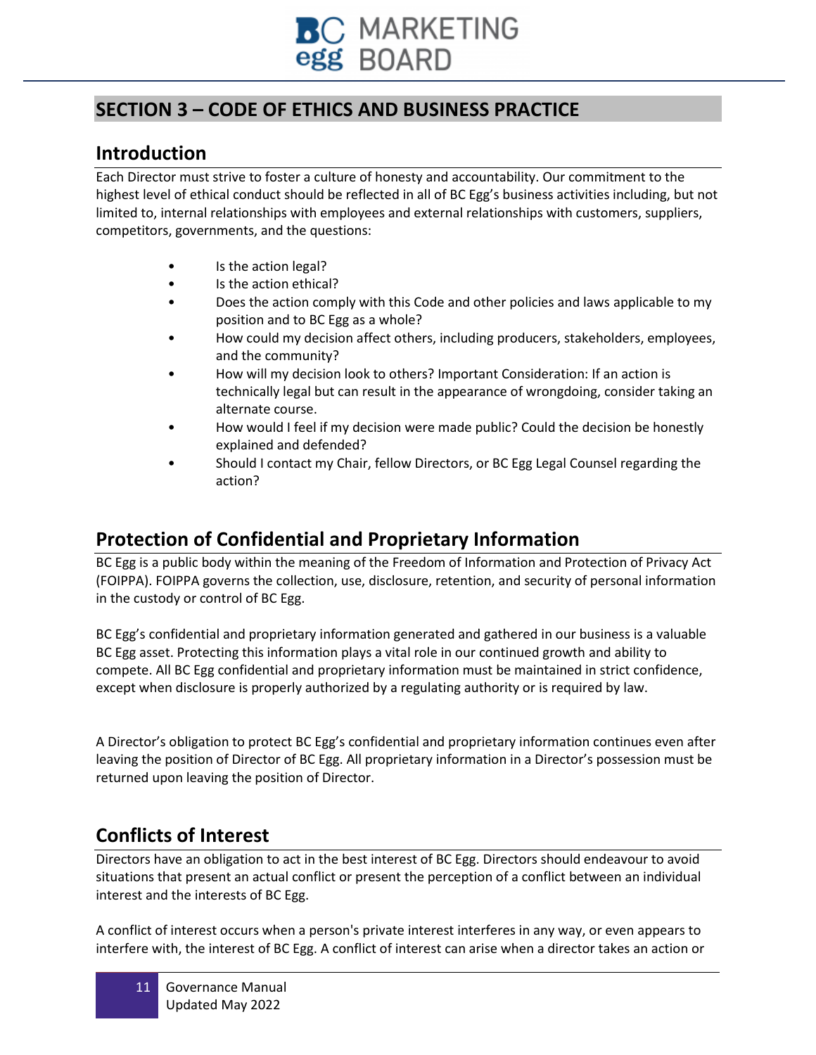## SECTION 3 – CODE OF ETHICS AND BUSINESS PRACTICE

### Introduction

Each Director must strive to foster a culture of honesty and accountability. Our commitment to the highest level of ethical conduct should be reflected in all of BC Egg's business activities including, but not limited to, internal relationships with employees and external relationships with customers, suppliers, competitors, governments, and the questions:

- Is the action legal?
- Is the action ethical?
- Does the action comply with this Code and other policies and laws applicable to my position and to BC Egg as a whole?
- How could my decision affect others, including producers, stakeholders, employees, and the community?
- How will my decision look to others? Important Consideration: If an action is technically legal but can result in the appearance of wrongdoing, consider taking an alternate course.
- How would I feel if my decision were made public? Could the decision be honestly explained and defended?
- Should I contact my Chair, fellow Directors, or BC Egg Legal Counsel regarding the action?

### Protection of Confidential and Proprietary Information

BC Egg is a public body within the meaning of the Freedom of Information and Protection of Privacy Act (FOIPPA). FOIPPA governs the collection, use, disclosure, retention, and security of personal information in the custody or control of BC Egg.

BC Egg's confidential and proprietary information generated and gathered in our business is a valuable BC Egg asset. Protecting this information plays a vital role in our continued growth and ability to compete. All BC Egg confidential and proprietary information must be maintained in strict confidence, except when disclosure is properly authorized by a regulating authority or is required by law.

A Director's obligation to protect BC Egg's confidential and proprietary information continues even after leaving the position of Director of BC Egg. All proprietary information in a Director's possession must be returned upon leaving the position of Director.

### Conflicts of Interest

Directors have an obligation to act in the best interest of BC Egg. Directors should endeavour to avoid situations that present an actual conflict or present the perception of a conflict between an individual interest and the interests of BC Egg.

A conflict of interest occurs when a person's private interest interferes in any way, or even appears to interfere with, the interest of BC Egg. A conflict of interest can arise when a director takes an action or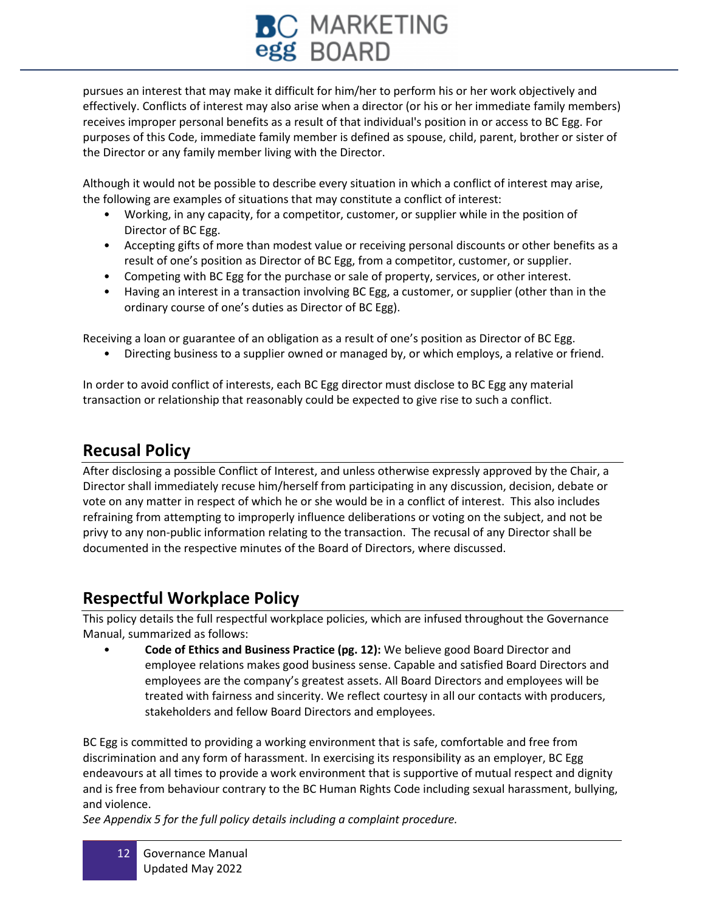pursues an interest that may make it difficult for him/her to perform his or her work objectively and effectively. Conflicts of interest may also arise when a director (or his or her immediate family members) receives improper personal benefits as a result of that individual's position in or access to BC Egg. For purposes of this Code, immediate family member is defined as spouse, child, parent, brother or sister of the Director or any family member living with the Director.

Although it would not be possible to describe every situation in which a conflict of interest may arise, the following are examples of situations that may constitute a conflict of interest:

- Working, in any capacity, for a competitor, customer, or supplier while in the position of Director of BC Egg.
- Accepting gifts of more than modest value or receiving personal discounts or other benefits as a result of one's position as Director of BC Egg, from a competitor, customer, or supplier.
- Competing with BC Egg for the purchase or sale of property, services, or other interest.
- Having an interest in a transaction involving BC Egg, a customer, or supplier (other than in the ordinary course of one's duties as Director of BC Egg).

Receiving a loan or guarantee of an obligation as a result of one's position as Director of BC Egg.

- Directing business to a supplier owned or managed by, or which employs, a relative or friend.

In order to avoid conflict of interests, each BC Egg director must disclose to BC Egg any material transaction or relationship that reasonably could be expected to give rise to such a conflict.

## Recusal Policy

After disclosing a possible Conflict of Interest, and unless otherwise expressly approved by the Chair, a Director shall immediately recuse him/herself from participating in any discussion, decision, debate or vote on any matter in respect of which he or she would be in a conflict of interest. This also includes refraining from attempting to improperly influence deliberations or voting on the subject, and not be privy to any non-public information relating to the transaction. The recusal of any Director shall be documented in the respective minutes of the Board of Directors, where discussed.

## Respectful Workplace Policy

This policy details the full respectful workplace policies, which are infused throughout the Governance Manual, summarized as follows:

- **Code of Ethics and Business Practice (pg. 12):** We believe good Board Director and employee relations makes good business sense. Capable and satisfied Board Directors and employees are the company's greatest assets. All Board Directors and employees will be treated with fairness and sincerity. We reflect courtesy in all our contacts with producers, stakeholders and fellow Board Directors and employees.

BC Egg is committed to providing a working environment that is safe, comfortable and free from discrimination and any form of harassment. In exercising its responsibility as an employer, BC Egg endeavours at all times to provide a work environment that is supportive of mutual respect and dignity and is free from behaviour contrary to the BC Human Rights Code including sexual harassment, bullying, and violence.

*See Appendix 5 for the full policy details including a complaint procedure.*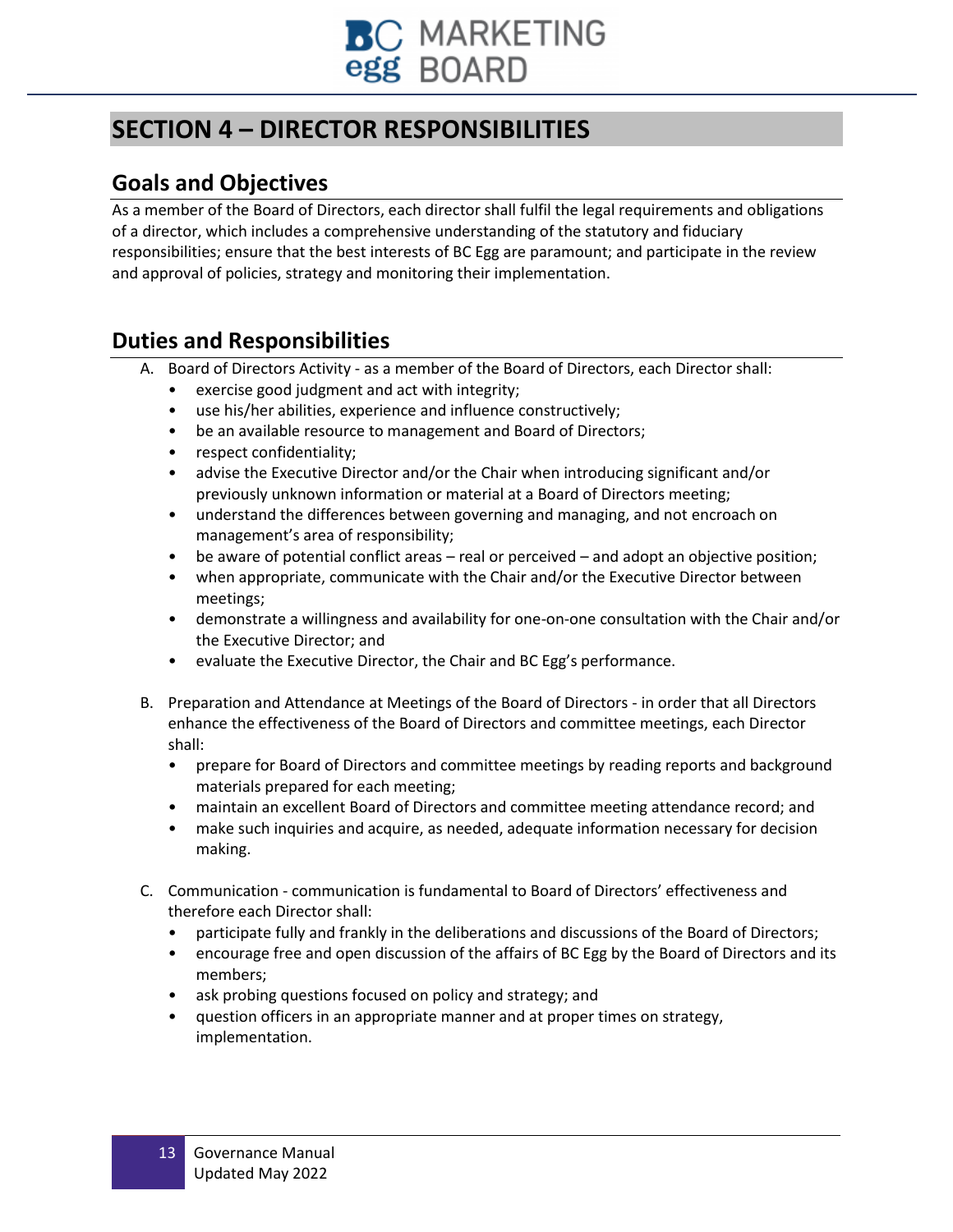# SECTION 4 – DIRECTOR RESPONSIBILITIES

## Goals and Objectives

As a member of the Board of Directors, each director shall fulfil the legal requirements and obligations of a director, which includes a comprehensive understanding of the statutory and fiduciary responsibilities; ensure that the best interests of BC Egg are paramount; and participate in the review and approval of policies, strategy and monitoring their implementation.

## Duties and Responsibilities

A. Board of Directors Activity - as a member of the Board of Directors, each Director shall:
   - exercise good judgment and act with integrity;
   - use his/her abilities, experience and influence constructively;
   - be an available resource to management and Board of Directors;
   - respect confidentiality;
   - advise the Executive Director and/or the Chair when introducing significant and/or previously unknown information or material at a Board of Directors meeting;
   - understand the differences between governing and managing, and not encroach on management's area of responsibility;
   - be aware of potential conflict areas – real or perceived – and adopt an objective position;
   - when appropriate, communicate with the Chair and/or the Executive Director between meetings;
   - demonstrate a willingness and availability for one-on-one consultation with the Chair and/or the Executive Director; and
   - evaluate the Executive Director, the Chair and BC Egg's performance.

B. Preparation and Attendance at Meetings of the Board of Directors - in order that all Directors enhance the effectiveness of the Board of Directors and committee meetings, each Director shall:
   - prepare for Board of Directors and committee meetings by reading reports and background materials prepared for each meeting;
   - maintain an excellent Board of Directors and committee meeting attendance record; and
   - make such inquiries and acquire, as needed, adequate information necessary for decision making.

C. Communication - communication is fundamental to Board of Directors' effectiveness and therefore each Director shall:
   - participate fully and frankly in the deliberations and discussions of the Board of Directors;
   - encourage free and open discussion of the affairs of BC Egg by the Board of Directors and its members;
   - ask probing questions focused on policy and strategy; and
   - question officers in an appropriate manner and at proper times on strategy, implementation.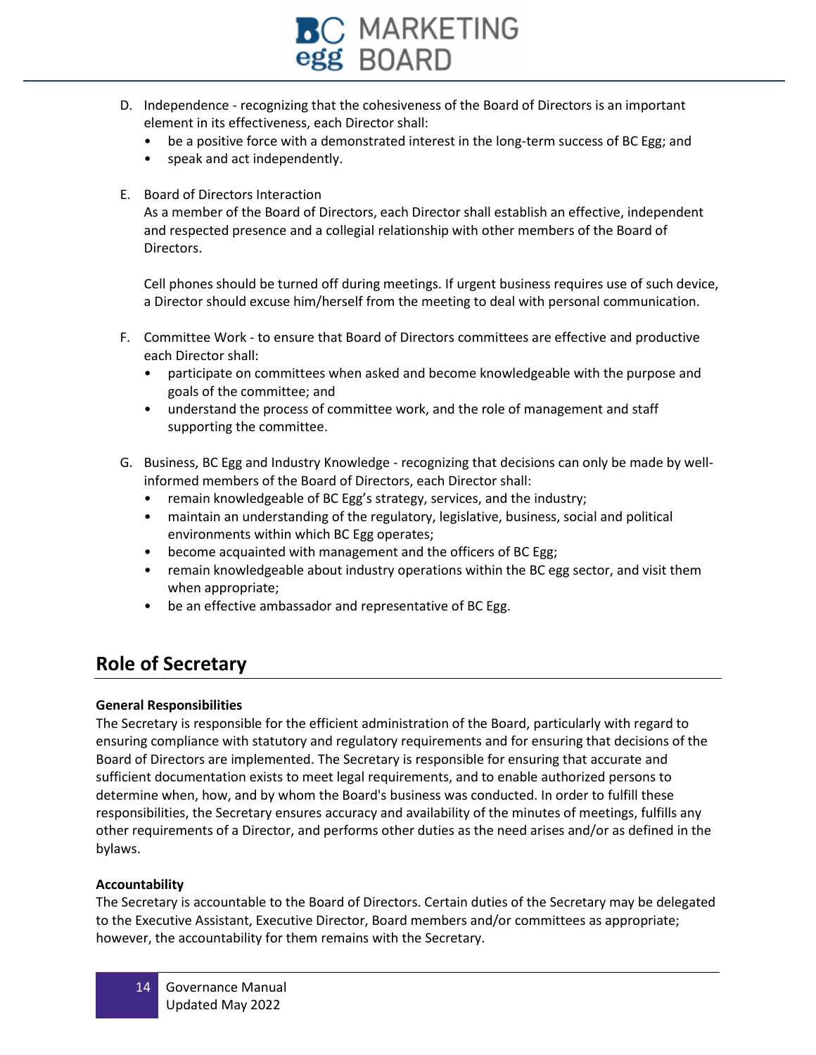D. Independence - recognizing that the cohesiveness of the Board of Directors is an important element in its effectiveness, each Director shall:
   - be a positive force with a demonstrated interest in the long-term success of BC Egg; and
   - speak and act independently.

E. Board of Directors Interaction
   As a member of the Board of Directors, each Director shall establish an effective, independent and respected presence and a collegial relationship with other members of the Board of Directors.

   Cell phones should be turned off during meetings. If urgent business requires use of such device, a Director should excuse him/herself from the meeting to deal with personal communication.

F. Committee Work - to ensure that Board of Directors committees are effective and productive each Director shall:
   - participate on committees when asked and become knowledgeable with the purpose and goals of the committee; and
   - understand the process of committee work, and the role of management and staff supporting the committee.

G. Business, BC Egg and Industry Knowledge - recognizing that decisions can only be made by well-informed members of the Board of Directors, each Director shall:
   - remain knowledgeable of BC Egg's strategy, services, and the industry;
   - maintain an understanding of the regulatory, legislative, business, social and political environments within which BC Egg operates;
   - become acquainted with management and the officers of BC Egg;
   - remain knowledgeable about industry operations within the BC egg sector, and visit them when appropriate;
   - be an effective ambassador and representative of BC Egg.

## Role of Secretary

**General Responsibilities**

The Secretary is responsible for the efficient administration of the Board, particularly with regard to ensuring compliance with statutory and regulatory requirements and for ensuring that decisions of the Board of Directors are implemented. The Secretary is responsible for ensuring that accurate and sufficient documentation exists to meet legal requirements, and to enable authorized persons to determine when, how, and by whom the Board's business was conducted. In order to fulfill these responsibilities, the Secretary ensures accuracy and availability of the minutes of meetings, fulfills any other requirements of a Director, and performs other duties as the need arises and/or as defined in the bylaws.

**Accountability**

The Secretary is accountable to the Board of Directors. Certain duties of the Secretary may be delegated to the Executive Assistant, Executive Director, Board members and/or committees as appropriate; however, the accountability for them remains with the Secretary.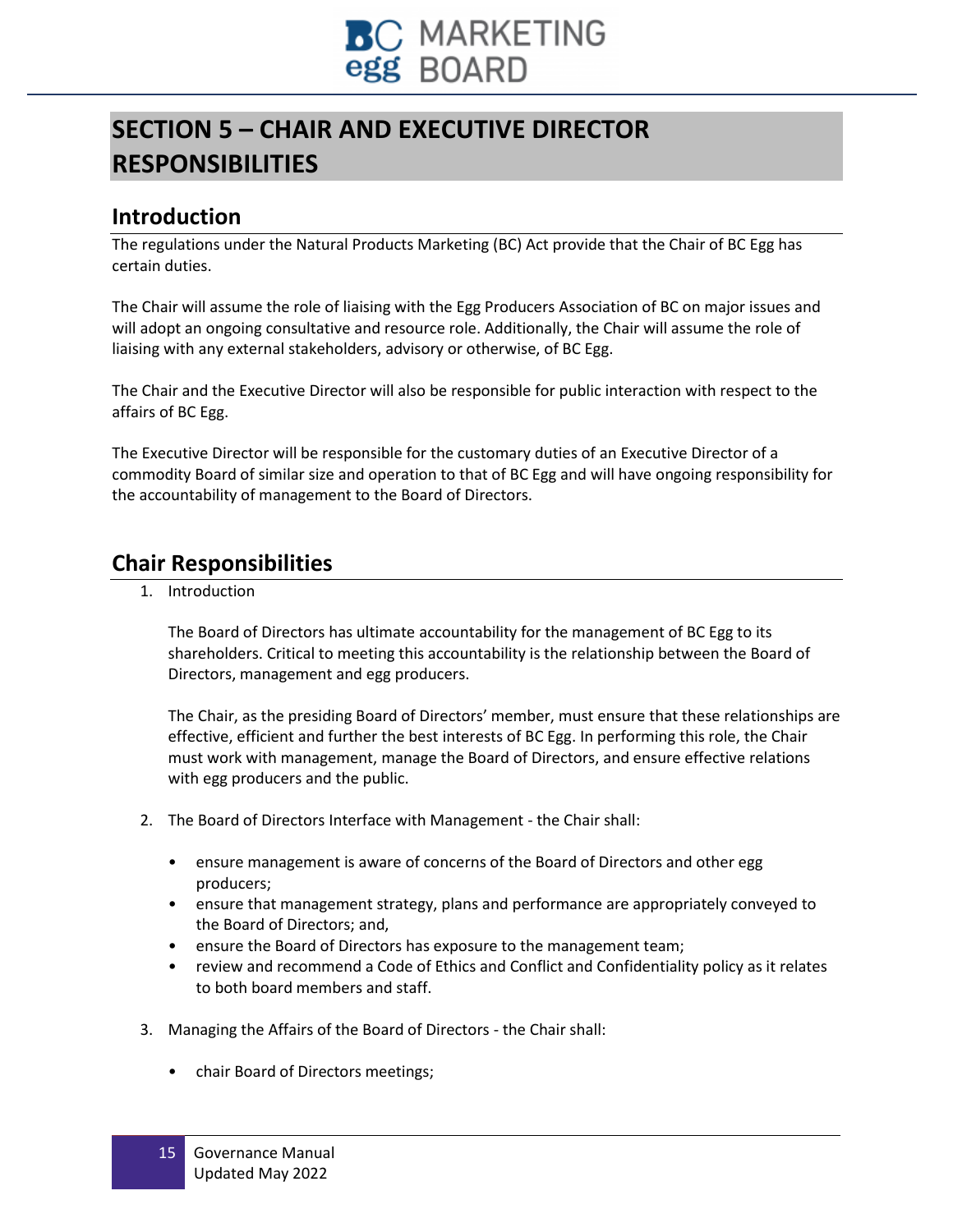# SECTION 5 – CHAIR AND EXECUTIVE DIRECTOR RESPONSIBILITIES

## Introduction

The regulations under the Natural Products Marketing (BC) Act provide that the Chair of BC Egg has certain duties.

The Chair will assume the role of liaising with the Egg Producers Association of BC on major issues and will adopt an ongoing consultative and resource role. Additionally, the Chair will assume the role of liaising with any external stakeholders, advisory or otherwise, of BC Egg.

The Chair and the Executive Director will also be responsible for public interaction with respect to the affairs of BC Egg.

The Executive Director will be responsible for the customary duties of an Executive Director of a commodity Board of similar size and operation to that of BC Egg and will have ongoing responsibility for the accountability of management to the Board of Directors.

## Chair Responsibilities

1. Introduction

   The Board of Directors has ultimate accountability for the management of BC Egg to its shareholders. Critical to meeting this accountability is the relationship between the Board of Directors, management and egg producers.

   The Chair, as the presiding Board of Directors' member, must ensure that these relationships are effective, efficient and further the best interests of BC Egg. In performing this role, the Chair must work with management, manage the Board of Directors, and ensure effective relations with egg producers and the public.

2. The Board of Directors Interface with Management - the Chair shall:

   - ensure management is aware of concerns of the Board of Directors and other egg producers;
   - ensure that management strategy, plans and performance are appropriately conveyed to the Board of Directors; and,
   - ensure the Board of Directors has exposure to the management team;
   - review and recommend a Code of Ethics and Conflict and Confidentiality policy as it relates to both board members and staff.

3. Managing the Affairs of the Board of Directors - the Chair shall:

   - chair Board of Directors meetings;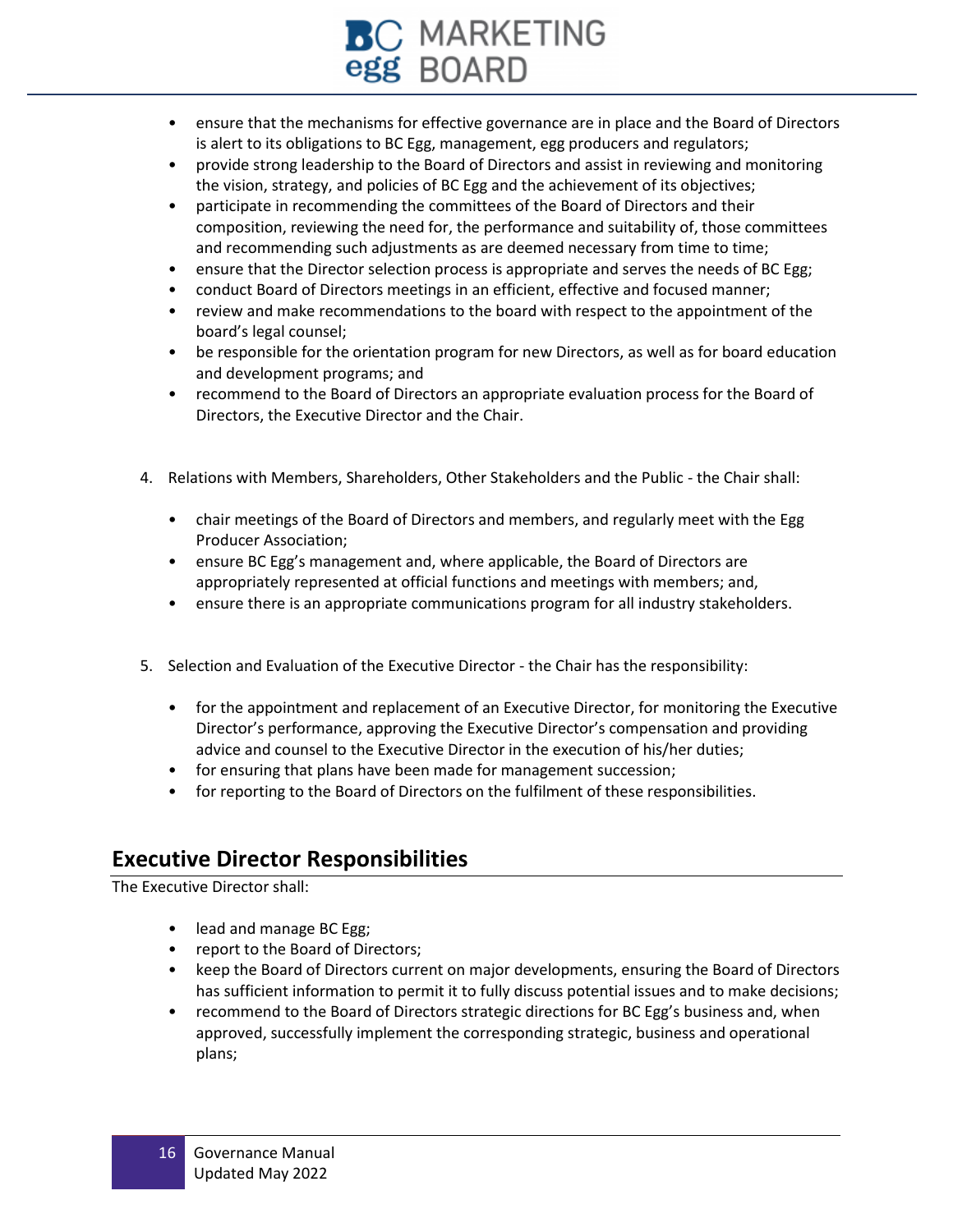- ensure that the mechanisms for effective governance are in place and the Board of Directors is alert to its obligations to BC Egg, management, egg producers and regulators;
- provide strong leadership to the Board of Directors and assist in reviewing and monitoring the vision, strategy, and policies of BC Egg and the achievement of its objectives;
- participate in recommending the committees of the Board of Directors and their composition, reviewing the need for, the performance and suitability of, those committees and recommending such adjustments as are deemed necessary from time to time;
- ensure that the Director selection process is appropriate and serves the needs of BC Egg;
- conduct Board of Directors meetings in an efficient, effective and focused manner;
- review and make recommendations to the board with respect to the appointment of the board's legal counsel;
- be responsible for the orientation program for new Directors, as well as for board education and development programs; and
- recommend to the Board of Directors an appropriate evaluation process for the Board of Directors, the Executive Director and the Chair.

4. Relations with Members, Shareholders, Other Stakeholders and the Public - the Chair shall:

   - chair meetings of the Board of Directors and members, and regularly meet with the Egg Producer Association;
   - ensure BC Egg's management and, where applicable, the Board of Directors are appropriately represented at official functions and meetings with members; and,
   - ensure there is an appropriate communications program for all industry stakeholders.

5. Selection and Evaluation of the Executive Director - the Chair has the responsibility:

   - for the appointment and replacement of an Executive Director, for monitoring the Executive Director's performance, approving the Executive Director's compensation and providing advice and counsel to the Executive Director in the execution of his/her duties;
   - for ensuring that plans have been made for management succession;
   - for reporting to the Board of Directors on the fulfilment of these responsibilities.

## Executive Director Responsibilities

The Executive Director shall:

- lead and manage BC Egg;
- report to the Board of Directors;
- keep the Board of Directors current on major developments, ensuring the Board of Directors has sufficient information to permit it to fully discuss potential issues and to make decisions;
- recommend to the Board of Directors strategic directions for BC Egg's business and, when approved, successfully implement the corresponding strategic, business and operational plans;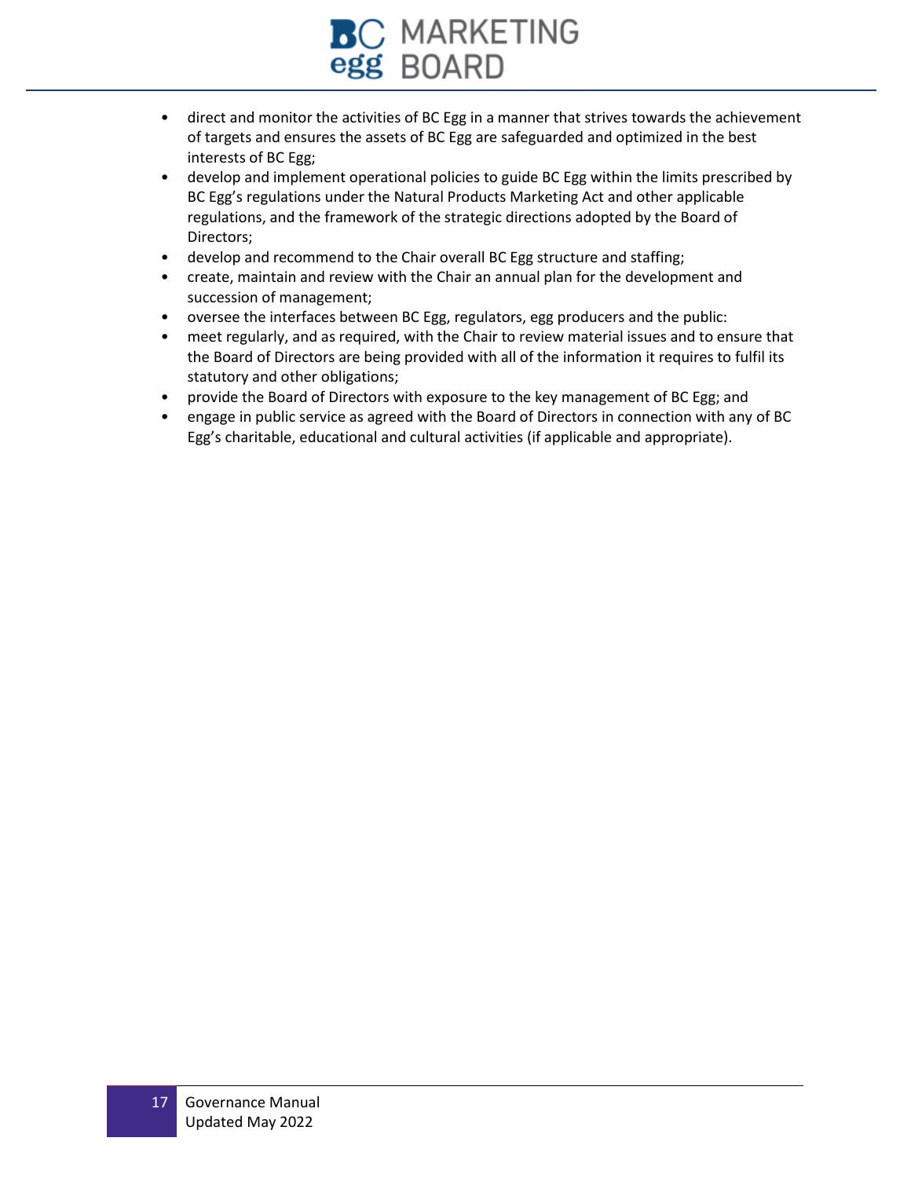- direct and monitor the activities of BC Egg in a manner that strives towards the achievement of targets and ensures the assets of BC Egg are safeguarded and optimized in the best interests of BC Egg;
- develop and implement operational policies to guide BC Egg within the limits prescribed by BC Egg's regulations under the Natural Products Marketing Act and other applicable regulations, and the framework of the strategic directions adopted by the Board of Directors;
- develop and recommend to the Chair overall BC Egg structure and staffing;
- create, maintain and review with the Chair an annual plan for the development and succession of management;
- oversee the interfaces between BC Egg, regulators, egg producers and the public:
- meet regularly, and as required, with the Chair to review material issues and to ensure that the Board of Directors are being provided with all of the information it requires to fulfil its statutory and other obligations;
- provide the Board of Directors with exposure to the key management of BC Egg; and
- engage in public service as agreed with the Board of Directors in connection with any of BC Egg's charitable, educational and cultural activities (if applicable and appropriate).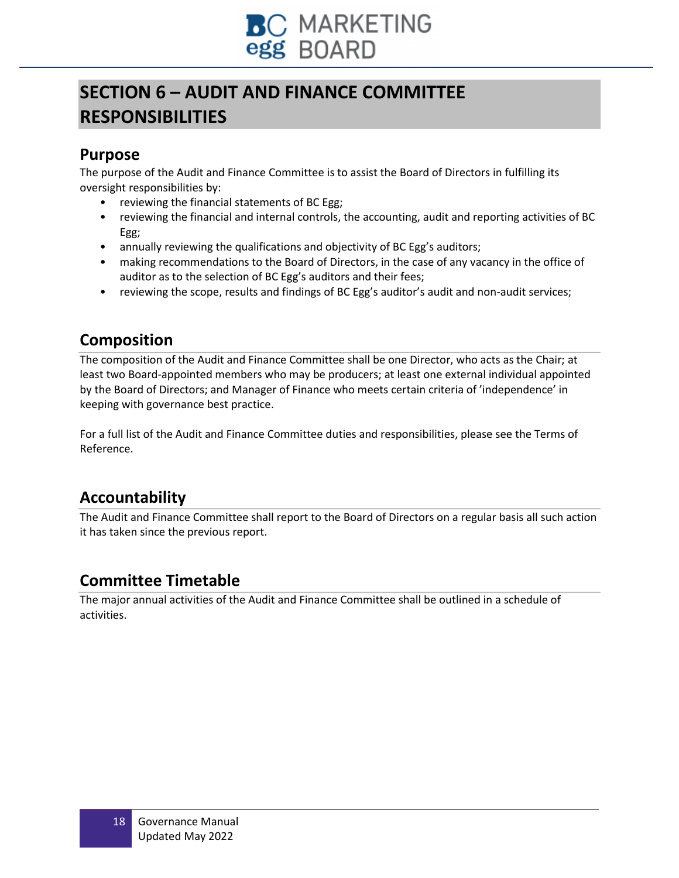# SECTION 6 – AUDIT AND FINANCE COMMITTEE RESPONSIBILITIES

## Purpose

The purpose of the Audit and Finance Committee is to assist the Board of Directors in fulfilling its oversight responsibilities by:

- reviewing the financial statements of BC Egg;
- reviewing the financial and internal controls, the accounting, audit and reporting activities of BC Egg;
- annually reviewing the qualifications and objectivity of BC Egg's auditors;
- making recommendations to the Board of Directors, in the case of any vacancy in the office of auditor as to the selection of BC Egg's auditors and their fees;
- reviewing the scope, results and findings of BC Egg's auditor's audit and non-audit services;

## Composition

The composition of the Audit and Finance Committee shall be one Director, who acts as the Chair; at least two Board-appointed members who may be producers; at least one external individual appointed by the Board of Directors; and Manager of Finance who meets certain criteria of 'independence' in keeping with governance best practice.

For a full list of the Audit and Finance Committee duties and responsibilities, please see the Terms of Reference.

## Accountability

The Audit and Finance Committee shall report to the Board of Directors on a regular basis all such action it has taken since the previous report.

## Committee Timetable

The major annual activities of the Audit and Finance Committee shall be outlined in a schedule of activities.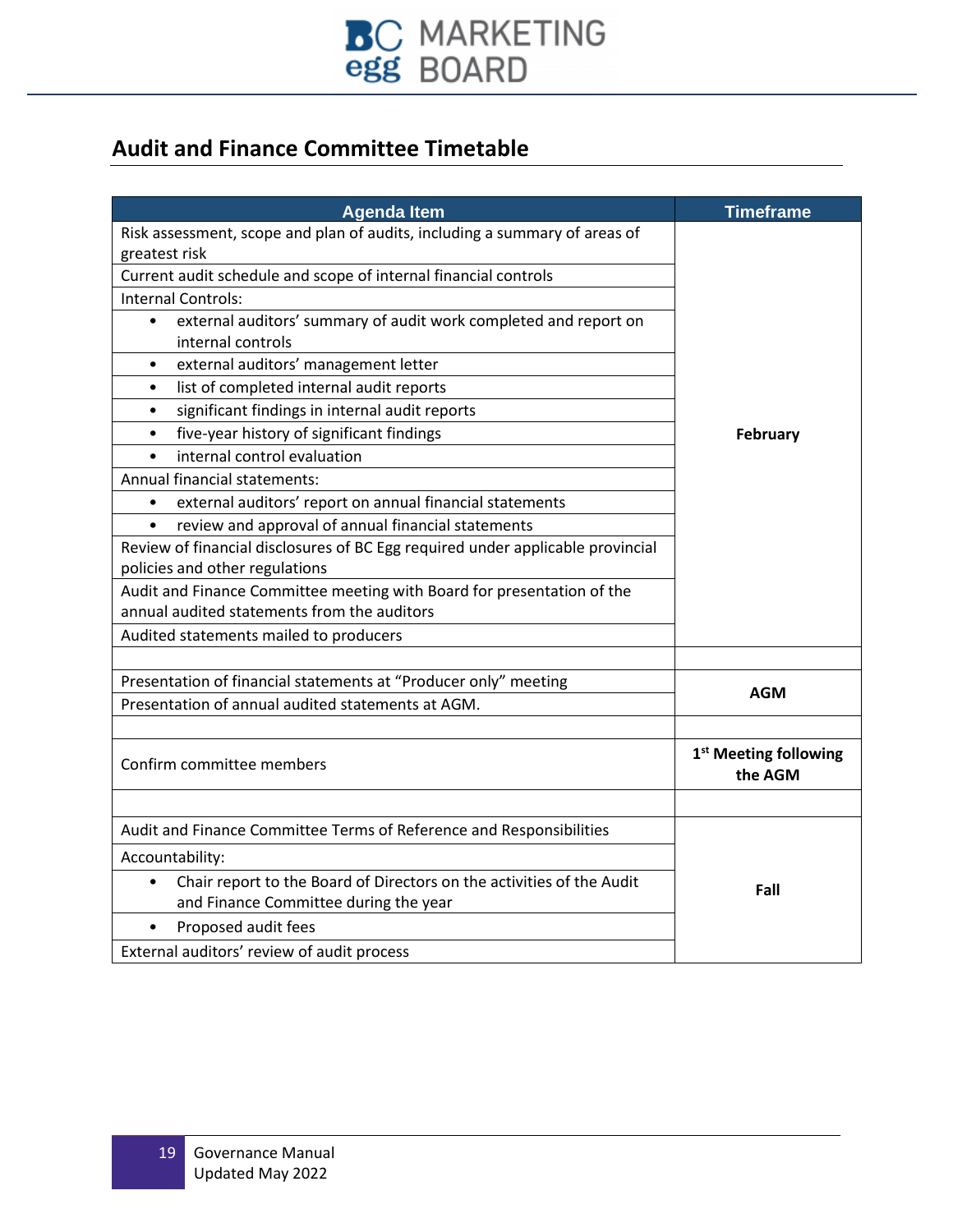## Audit and Finance Committee Timetable

| Agenda Item | Timeframe |
|---|---|
| Risk assessment, scope and plan of audits, including a summary of areas of greatest risk | **February** |
| Current audit schedule and scope of internal financial controls | |
| Internal Controls: | |
| • external auditors' summary of audit work completed and report on internal controls | |
| • external auditors' management letter | |
| • list of completed internal audit reports | |
| • significant findings in internal audit reports | |
| • five-year history of significant findings | |
| • internal control evaluation | |
| Annual financial statements: | |
| • external auditors' report on annual financial statements | |
| • review and approval of annual financial statements | |
| Review of financial disclosures of BC Egg required under applicable provincial policies and other regulations | |
| Audit and Finance Committee meeting with Board for presentation of the annual audited statements from the auditors | |
| Audited statements mailed to producers | |
| | |
| Presentation of financial statements at "Producer only" meeting | **AGM** |
| Presentation of annual audited statements at AGM. | |
| | |
| Confirm committee members | **1st Meeting following the AGM** |
| | |
| Audit and Finance Committee Terms of Reference and Responsibilities | **Fall** |
| Accountability: | |
| • Chair report to the Board of Directors on the activities of the Audit and Finance Committee during the year | |
| • Proposed audit fees | |
| External auditors' review of audit process | |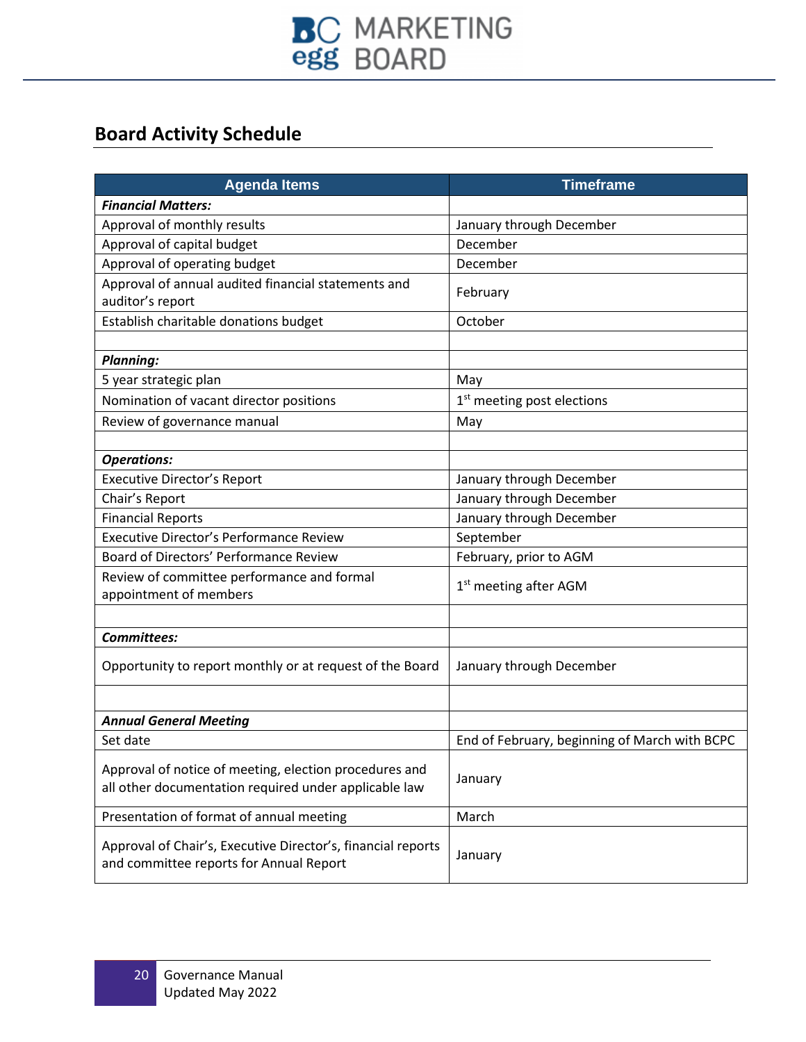## Board Activity Schedule

| Agenda Items | Timeframe |
|---|---|
| ***Financial Matters:*** | |
| Approval of monthly results | January through December |
| Approval of capital budget | December |
| Approval of operating budget | December |
| Approval of annual audited financial statements and auditor's report | February |
| Establish charitable donations budget | October |
| | |
| ***Planning:*** | |
| 5 year strategic plan | May |
| Nomination of vacant director positions | 1st meeting post elections |
| Review of governance manual | May |
| | |
| ***Operations:*** | |
| Executive Director's Report | January through December |
| Chair's Report | January through December |
| Financial Reports | January through December |
| Executive Director's Performance Review | September |
| Board of Directors' Performance Review | February, prior to AGM |
| Review of committee performance and formal appointment of members | 1st meeting after AGM |
| | |
| ***Committees:*** | |
| Opportunity to report monthly or at request of the Board | January through December |
| | |
| ***Annual General Meeting*** | |
| Set date | End of February, beginning of March with BCPC |
| Approval of notice of meeting, election procedures and all other documentation required under applicable law | January |
| Presentation of format of annual meeting | March |
| Approval of Chair's, Executive Director's, financial reports and committee reports for Annual Report | January |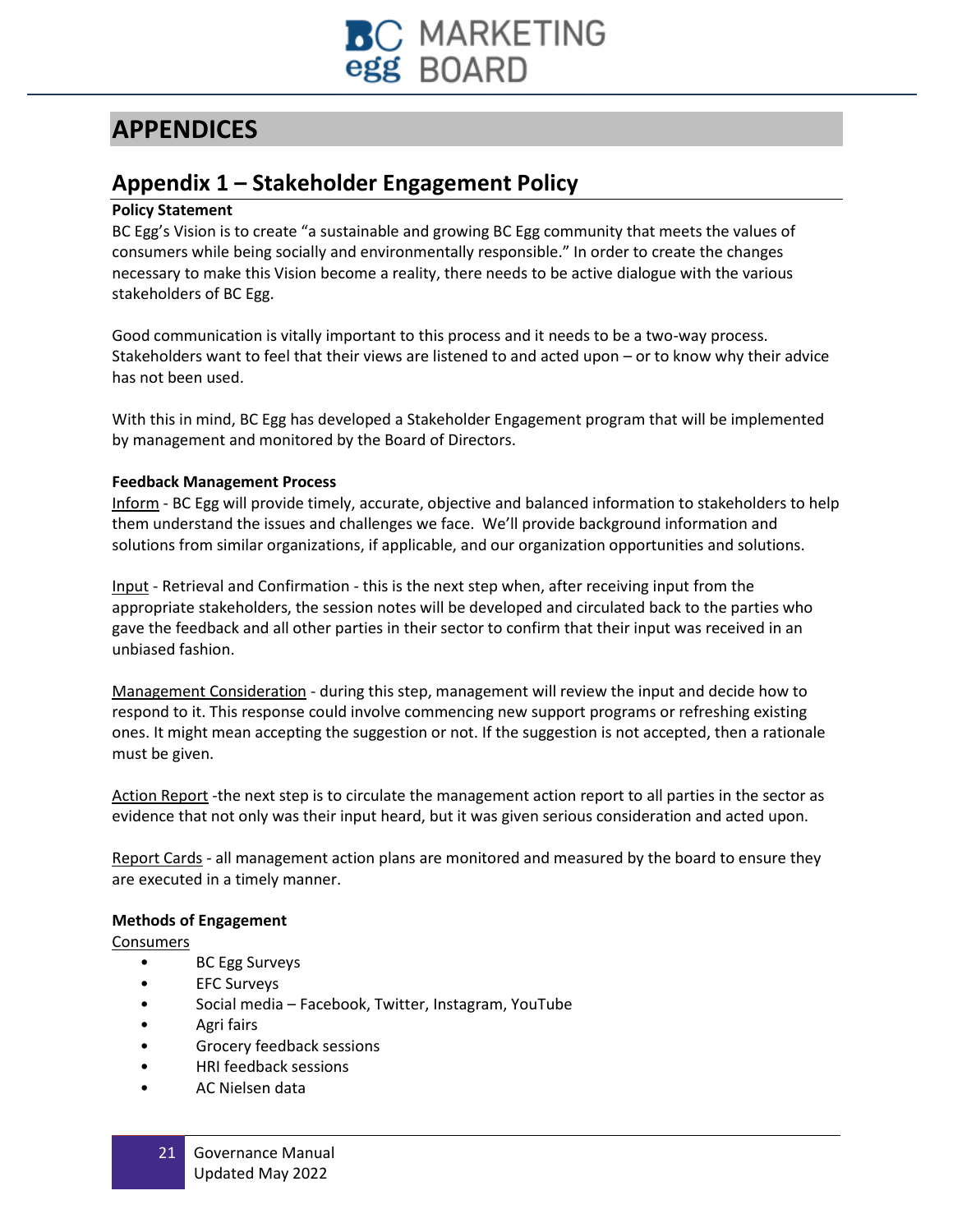# APPENDICES

## Appendix 1 – Stakeholder Engagement Policy

**Policy Statement**

BC Egg's Vision is to create "a sustainable and growing BC Egg community that meets the values of consumers while being socially and environmentally responsible." In order to create the changes necessary to make this Vision become a reality, there needs to be active dialogue with the various stakeholders of BC Egg.

Good communication is vitally important to this process and it needs to be a two-way process. Stakeholders want to feel that their views are listened to and acted upon – or to know why their advice has not been used.

With this in mind, BC Egg has developed a Stakeholder Engagement program that will be implemented by management and monitored by the Board of Directors.

**Feedback Management Process**

Inform - BC Egg will provide timely, accurate, objective and balanced information to stakeholders to help them understand the issues and challenges we face. We'll provide background information and solutions from similar organizations, if applicable, and our organization opportunities and solutions.

Input - Retrieval and Confirmation - this is the next step when, after receiving input from the appropriate stakeholders, the session notes will be developed and circulated back to the parties who gave the feedback and all other parties in their sector to confirm that their input was received in an unbiased fashion.

Management Consideration - during this step, management will review the input and decide how to respond to it. This response could involve commencing new support programs or refreshing existing ones. It might mean accepting the suggestion or not. If the suggestion is not accepted, then a rationale must be given.

Action Report -the next step is to circulate the management action report to all parties in the sector as evidence that not only was their input heard, but it was given serious consideration and acted upon.

Report Cards - all management action plans are monitored and measured by the board to ensure they are executed in a timely manner.

**Methods of Engagement**

Consumers

- BC Egg Surveys
- EFC Surveys
- Social media – Facebook, Twitter, Instagram, YouTube
- Agri fairs
- Grocery feedback sessions
- HRI feedback sessions
- AC Nielsen data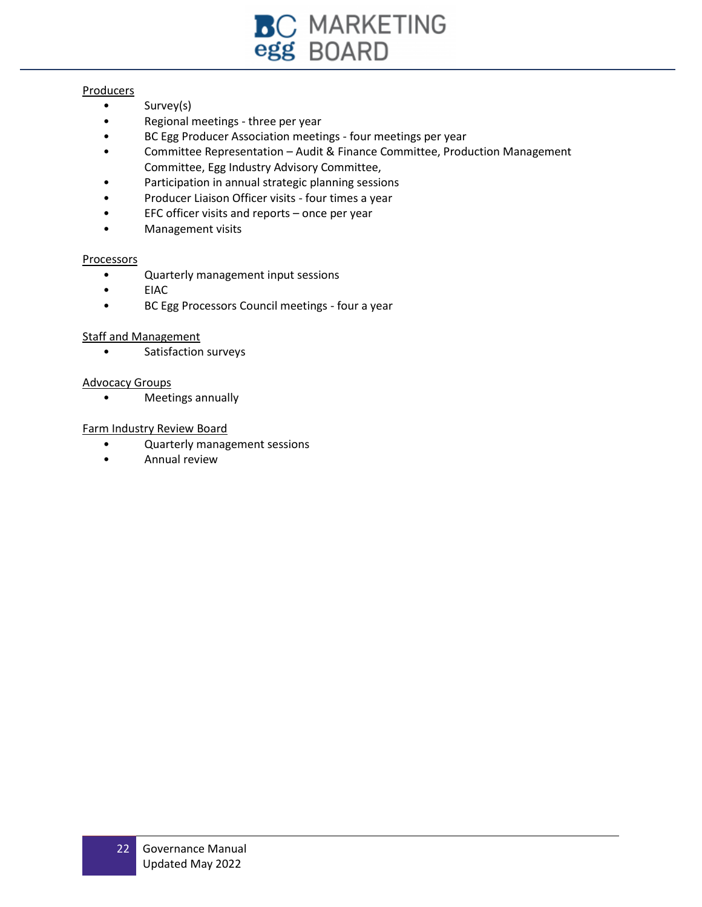<u>Producers</u>

- Survey(s)
- Regional meetings - three per year
- BC Egg Producer Association meetings - four meetings per year
- Committee Representation – Audit & Finance Committee, Production Management Committee, Egg Industry Advisory Committee,
- Participation in annual strategic planning sessions
- Producer Liaison Officer visits - four times a year
- EFC officer visits and reports – once per year
- Management visits

<u>Processors</u>

- Quarterly management input sessions
- EIAC
- BC Egg Processors Council meetings - four a year

<u>Staff and Management</u>

- Satisfaction surveys

<u>Advocacy Groups</u>

- Meetings annually

<u>Farm Industry Review Board</u>

- Quarterly management sessions
- Annual review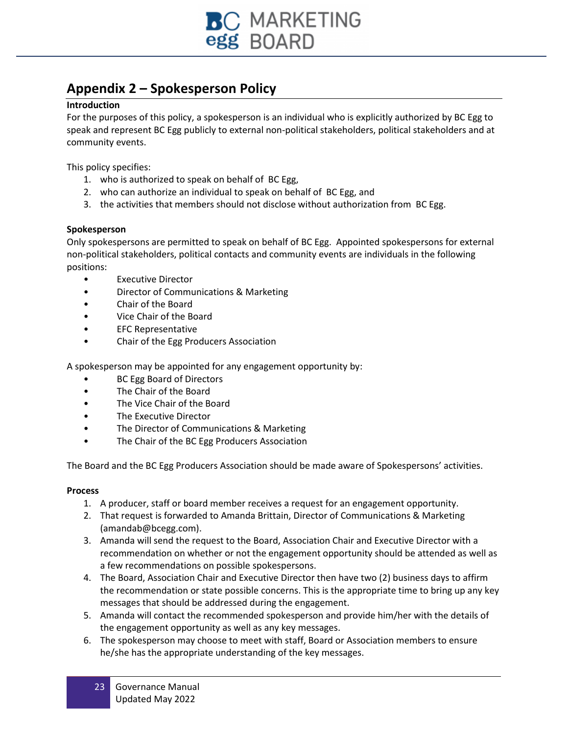## Appendix 2 – Spokesperson Policy

**Introduction**

For the purposes of this policy, a spokesperson is an individual who is explicitly authorized by BC Egg to speak and represent BC Egg publicly to external non-political stakeholders, political stakeholders and at community events.

This policy specifies:

1. who is authorized to speak on behalf of BC Egg,
2. who can authorize an individual to speak on behalf of BC Egg, and
3. the activities that members should not disclose without authorization from BC Egg.

**Spokesperson**

Only spokespersons are permitted to speak on behalf of BC Egg. Appointed spokespersons for external non-political stakeholders, political contacts and community events are individuals in the following positions:

- Executive Director
- Director of Communications & Marketing
- Chair of the Board
- Vice Chair of the Board
- EFC Representative
- Chair of the Egg Producers Association

A spokesperson may be appointed for any engagement opportunity by:

- BC Egg Board of Directors
- The Chair of the Board
- The Vice Chair of the Board
- The Executive Director
- The Director of Communications & Marketing
- The Chair of the BC Egg Producers Association

The Board and the BC Egg Producers Association should be made aware of Spokespersons' activities.

**Process**

1. A producer, staff or board member receives a request for an engagement opportunity.
2. That request is forwarded to Amanda Brittain, Director of Communications & Marketing (amandab@bcegg.com).
3. Amanda will send the request to the Board, Association Chair and Executive Director with a recommendation on whether or not the engagement opportunity should be attended as well as a few recommendations on possible spokespersons.
4. The Board, Association Chair and Executive Director then have two (2) business days to affirm the recommendation or state possible concerns. This is the appropriate time to bring up any key messages that should be addressed during the engagement.
5. Amanda will contact the recommended spokesperson and provide him/her with the details of the engagement opportunity as well as any key messages.
6. The spokesperson may choose to meet with staff, Board or Association members to ensure he/she has the appropriate understanding of the key messages.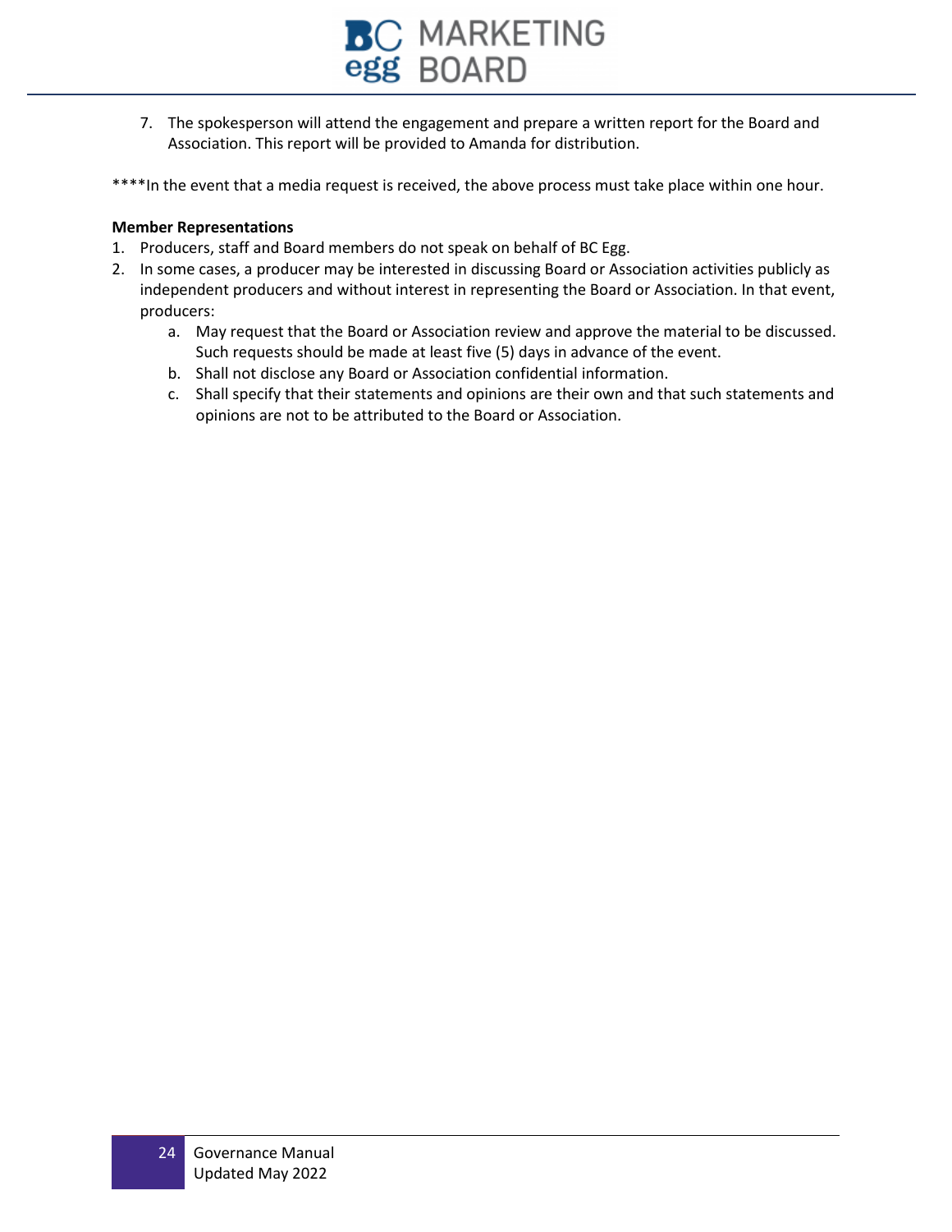7. The spokesperson will attend the engagement and prepare a written report for the Board and Association. This report will be provided to Amanda for distribution.

****In the event that a media request is received, the above process must take place within one hour.

**Member Representations**

1. Producers, staff and Board members do not speak on behalf of BC Egg.
2. In some cases, a producer may be interested in discussing Board or Association activities publicly as independent producers and without interest in representing the Board or Association. In that event, producers:
   a. May request that the Board or Association review and approve the material to be discussed. Such requests should be made at least five (5) days in advance of the event.
   b. Shall not disclose any Board or Association confidential information.
   c. Shall specify that their statements and opinions are their own and that such statements and opinions are not to be attributed to the Board or Association.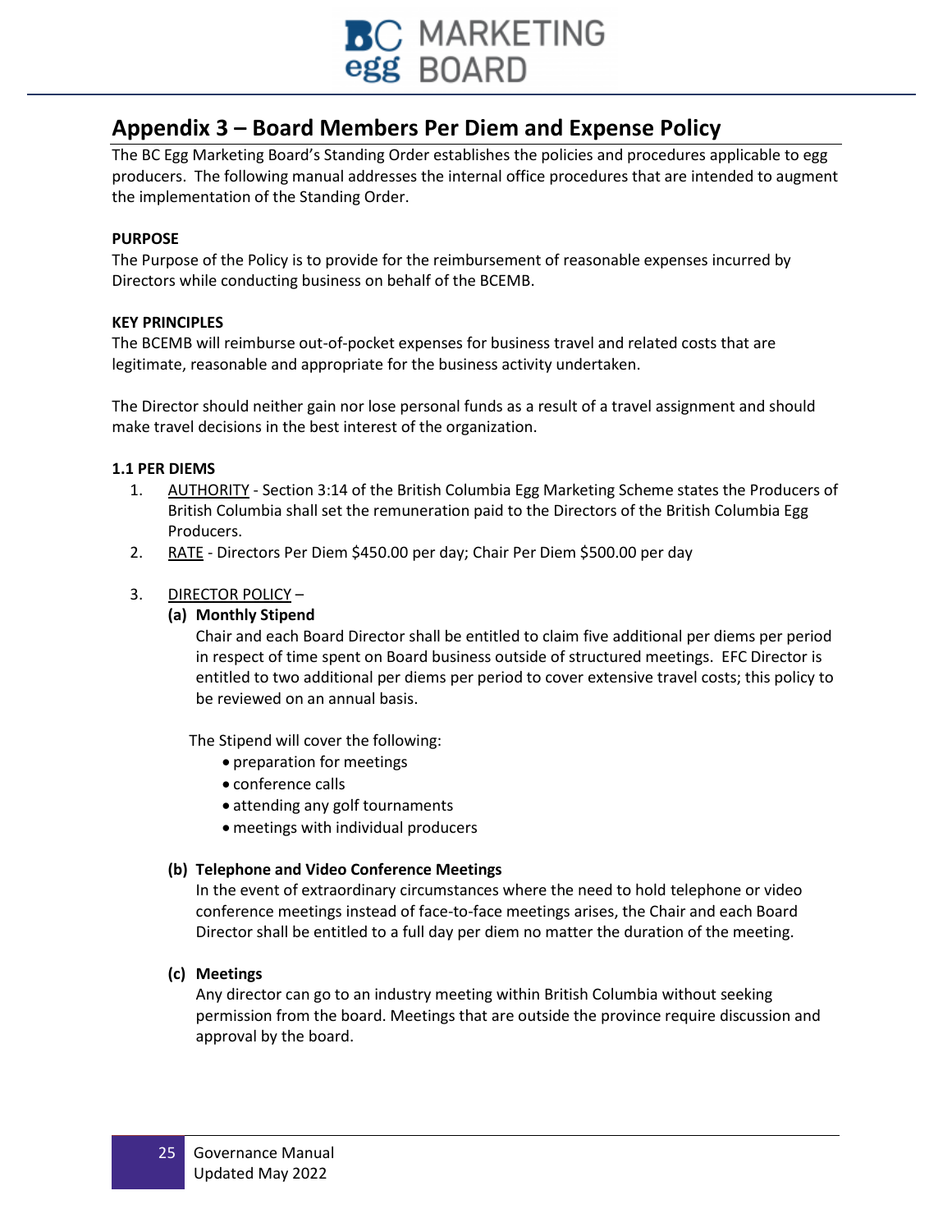# Appendix 3 – Board Members Per Diem and Expense Policy

The BC Egg Marketing Board's Standing Order establishes the policies and procedures applicable to egg producers. The following manual addresses the internal office procedures that are intended to augment the implementation of the Standing Order.

**PURPOSE**

The Purpose of the Policy is to provide for the reimbursement of reasonable expenses incurred by Directors while conducting business on behalf of the BCEMB.

**KEY PRINCIPLES**

The BCEMB will reimburse out-of-pocket expenses for business travel and related costs that are legitimate, reasonable and appropriate for the business activity undertaken.

The Director should neither gain nor lose personal funds as a result of a travel assignment and should make travel decisions in the best interest of the organization.

**1.1 PER DIEMS**

1. AUTHORITY - Section 3:14 of the British Columbia Egg Marketing Scheme states the Producers of British Columbia shall set the remuneration paid to the Directors of the British Columbia Egg Producers.
2. RATE - Directors Per Diem $450.00 per day; Chair Per Diem $500.00 per day
3. DIRECTOR POLICY –

   **(a) Monthly Stipend**

   Chair and each Board Director shall be entitled to claim five additional per diems per period in respect of time spent on Board business outside of structured meetings. EFC Director is entitled to two additional per diems per period to cover extensive travel costs; this policy to be reviewed on an annual basis.

   The Stipend will cover the following:

   - preparation for meetings
   - conference calls
   - attending any golf tournaments
   - meetings with individual producers

   **(b) Telephone and Video Conference Meetings**

   In the event of extraordinary circumstances where the need to hold telephone or video conference meetings instead of face-to-face meetings arises, the Chair and each Board Director shall be entitled to a full day per diem no matter the duration of the meeting.

   **(c) Meetings**

   Any director can go to an industry meeting within British Columbia without seeking permission from the board. Meetings that are outside the province require discussion and approval by the board.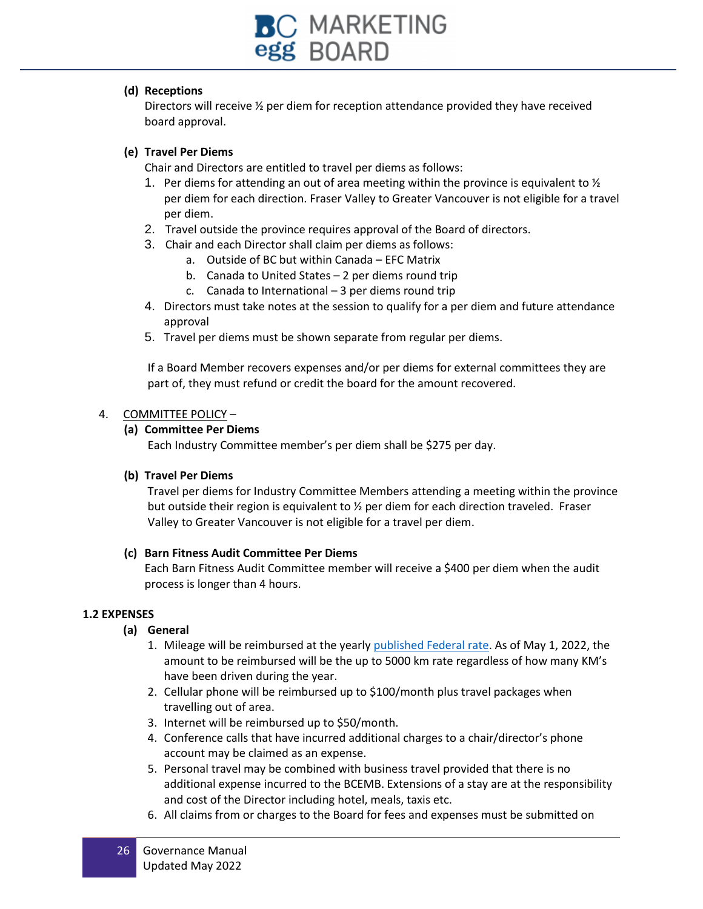**(d) Receptions**

Directors will receive ½ per diem for reception attendance provided they have received board approval.

**(e) Travel Per Diems**

Chair and Directors are entitled to travel per diems as follows:

1. Per diems for attending an out of area meeting within the province is equivalent to ½ per diem for each direction. Fraser Valley to Greater Vancouver is not eligible for a travel per diem.
2. Travel outside the province requires approval of the Board of directors.
3. Chair and each Director shall claim per diems as follows:
   a. Outside of BC but within Canada – EFC Matrix
   b. Canada to United States – 2 per diems round trip
   c. Canada to International – 3 per diems round trip
4. Directors must take notes at the session to qualify for a per diem and future attendance approval
5. Travel per diems must be shown separate from regular per diems.

If a Board Member recovers expenses and/or per diems for external committees they are part of, they must refund or credit the board for the amount recovered.

4. COMMITTEE POLICY –

**(a) Committee Per Diems**

Each Industry Committee member's per diem shall be $275 per day.

**(b) Travel Per Diems**

Travel per diems for Industry Committee Members attending a meeting within the province but outside their region is equivalent to ½ per diem for each direction traveled. Fraser Valley to Greater Vancouver is not eligible for a travel per diem.

**(c) Barn Fitness Audit Committee Per Diems**

Each Barn Fitness Audit Committee member will receive a $400 per diem when the audit process is longer than 4 hours.

### 1.2 EXPENSES

**(a) General**

1. Mileage will be reimbursed at the yearly published Federal rate. As of May 1, 2022, the amount to be reimbursed will be the up to 5000 km rate regardless of how many KM's have been driven during the year.
2. Cellular phone will be reimbursed up to $100/month plus travel packages when travelling out of area.
3. Internet will be reimbursed up to $50/month.
4. Conference calls that have incurred additional charges to a chair/director's phone account may be claimed as an expense.
5. Personal travel may be combined with business travel provided that there is no additional expense incurred to the BCEMB. Extensions of a stay are at the responsibility and cost of the Director including hotel, meals, taxis etc.
6. All claims from or charges to the Board for fees and expenses must be submitted on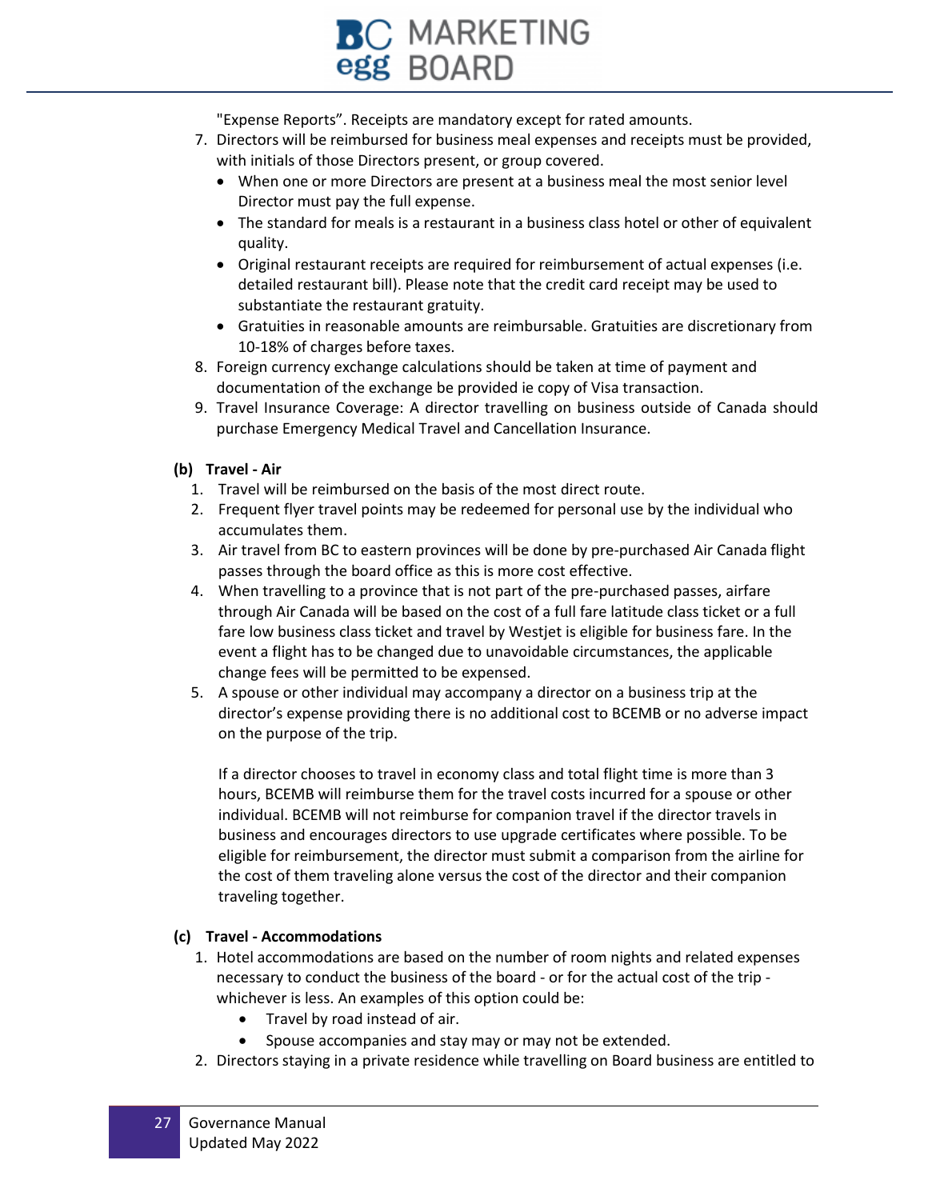"Expense Reports". Receipts are mandatory except for rated amounts.

7. Directors will be reimbursed for business meal expenses and receipts must be provided, with initials of those Directors present, or group covered.
   - When one or more Directors are present at a business meal the most senior level Director must pay the full expense.
   - The standard for meals is a restaurant in a business class hotel or other of equivalent quality.
   - Original restaurant receipts are required for reimbursement of actual expenses (i.e. detailed restaurant bill). Please note that the credit card receipt may be used to substantiate the restaurant gratuity.
   - Gratuities in reasonable amounts are reimbursable. Gratuities are discretionary from 10-18% of charges before taxes.
8. Foreign currency exchange calculations should be taken at time of payment and documentation of the exchange be provided ie copy of Visa transaction.
9. Travel Insurance Coverage: A director travelling on business outside of Canada should purchase Emergency Medical Travel and Cancellation Insurance.

**(b) Travel - Air**

1. Travel will be reimbursed on the basis of the most direct route.
2. Frequent flyer travel points may be redeemed for personal use by the individual who accumulates them.
3. Air travel from BC to eastern provinces will be done by pre-purchased Air Canada flight passes through the board office as this is more cost effective.
4. When travelling to a province that is not part of the pre-purchased passes, airfare through Air Canada will be based on the cost of a full fare latitude class ticket or a full fare low business class ticket and travel by Westjet is eligible for business fare. In the event a flight has to be changed due to unavoidable circumstances, the applicable change fees will be permitted to be expensed.
5. A spouse or other individual may accompany a director on a business trip at the director's expense providing there is no additional cost to BCEMB or no adverse impact on the purpose of the trip.

   If a director chooses to travel in economy class and total flight time is more than 3 hours, BCEMB will reimburse them for the travel costs incurred for a spouse or other individual. BCEMB will not reimburse for companion travel if the director travels in business and encourages directors to use upgrade certificates where possible. To be eligible for reimbursement, the director must submit a comparison from the airline for the cost of them traveling alone versus the cost of the director and their companion traveling together.

**(c) Travel - Accommodations**

1. Hotel accommodations are based on the number of room nights and related expenses necessary to conduct the business of the board - or for the actual cost of the trip - whichever is less. An examples of this option could be:
   - Travel by road instead of air.
   - Spouse accompanies and stay may or may not be extended.
2. Directors staying in a private residence while travelling on Board business are entitled to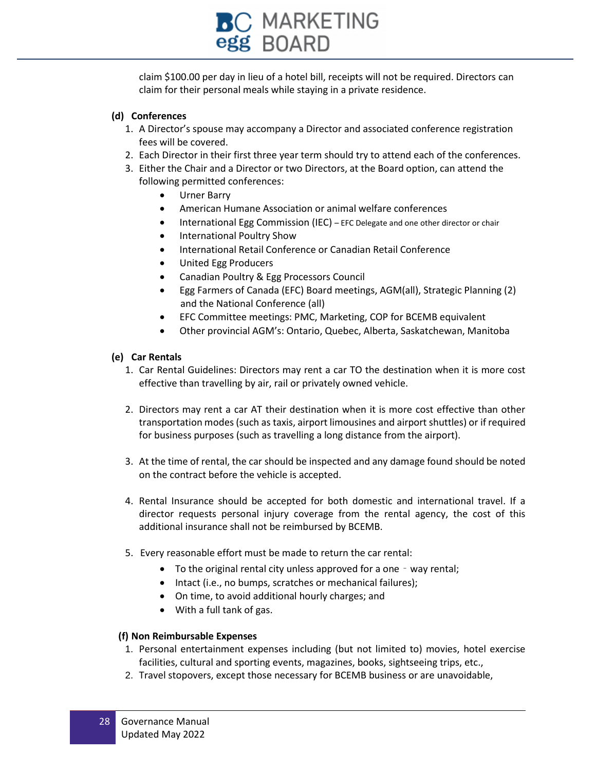claim $100.00 per day in lieu of a hotel bill, receipts will not be required. Directors can claim for their personal meals while staying in a private residence.

**(d) Conferences**

1. A Director's spouse may accompany a Director and associated conference registration fees will be covered.
2. Each Director in their first three year term should try to attend each of the conferences.
3. Either the Chair and a Director or two Directors, at the Board option, can attend the following permitted conferences:
   - Urner Barry
   - American Humane Association or animal welfare conferences
   - International Egg Commission (IEC) – EFC Delegate and one other director or chair
   - International Poultry Show
   - International Retail Conference or Canadian Retail Conference
   - United Egg Producers
   - Canadian Poultry & Egg Processors Council
   - Egg Farmers of Canada (EFC) Board meetings, AGM(all), Strategic Planning (2) and the National Conference (all)
   - EFC Committee meetings: PMC, Marketing, COP for BCEMB equivalent
   - Other provincial AGM's: Ontario, Quebec, Alberta, Saskatchewan, Manitoba

**(e) Car Rentals**

1. Car Rental Guidelines: Directors may rent a car TO the destination when it is more cost effective than travelling by air, rail or privately owned vehicle.

2. Directors may rent a car AT their destination when it is more cost effective than other transportation modes (such as taxis, airport limousines and airport shuttles) or if required for business purposes (such as travelling a long distance from the airport).

3. At the time of rental, the car should be inspected and any damage found should be noted on the contract before the vehicle is accepted.

4. Rental Insurance should be accepted for both domestic and international travel. If a director requests personal injury coverage from the rental agency, the cost of this additional insurance shall not be reimbursed by BCEMB.

5. Every reasonable effort must be made to return the car rental:
   - To the original rental city unless approved for a one - way rental;
   - Intact (i.e., no bumps, scratches or mechanical failures);
   - On time, to avoid additional hourly charges; and
   - With a full tank of gas.

**(f) Non Reimbursable Expenses**

1. Personal entertainment expenses including (but not limited to) movies, hotel exercise facilities, cultural and sporting events, magazines, books, sightseeing trips, etc.,
2. Travel stopovers, except those necessary for BCEMB business or are unavoidable,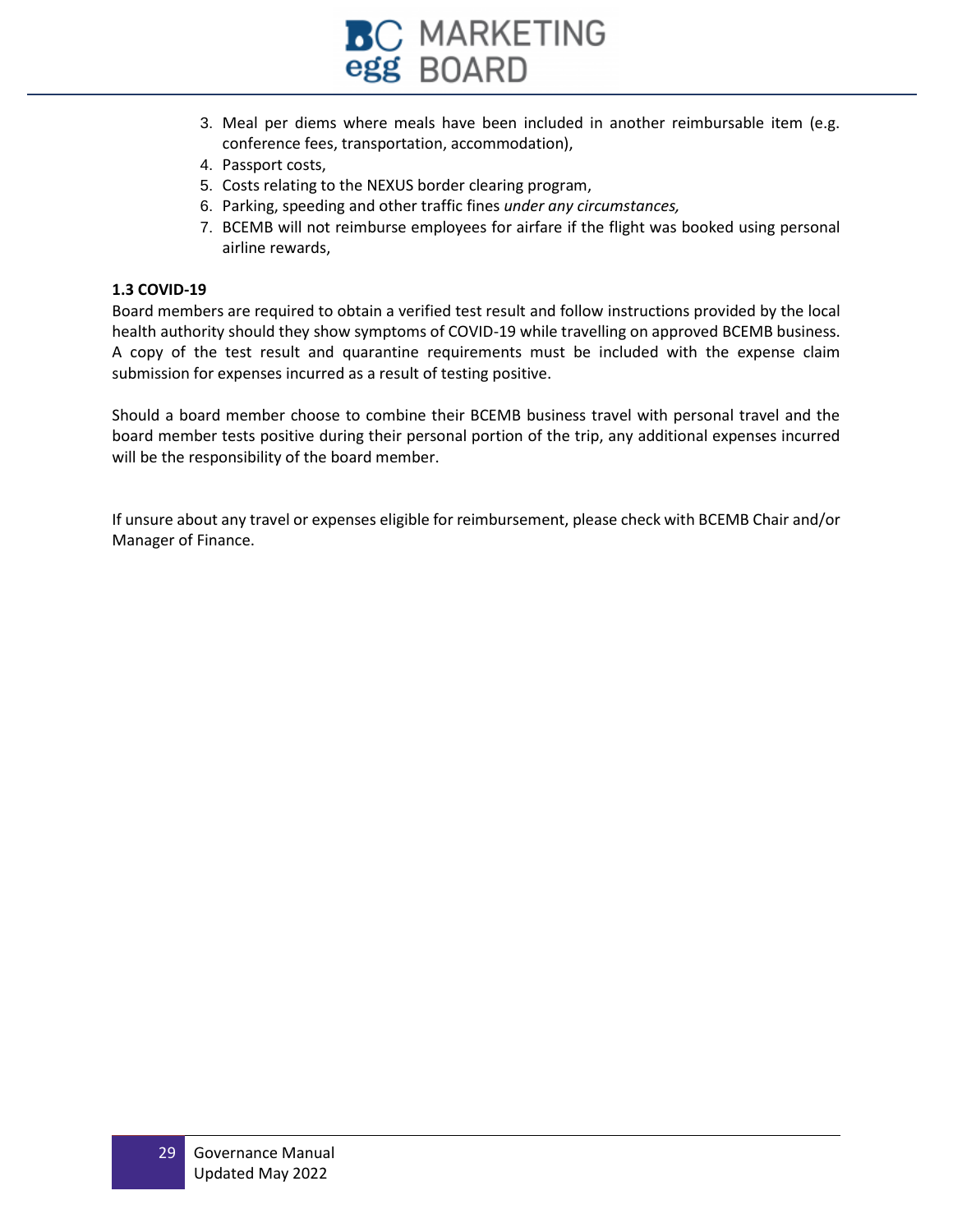3. Meal per diems where meals have been included in another reimbursable item (e.g. conference fees, transportation, accommodation),
4. Passport costs,
5. Costs relating to the NEXUS border clearing program,
6. Parking, speeding and other traffic fines *under any circumstances,*
7. BCEMB will not reimburse employees for airfare if the flight was booked using personal airline rewards,

**1.3 COVID-19**

Board members are required to obtain a verified test result and follow instructions provided by the local health authority should they show symptoms of COVID-19 while travelling on approved BCEMB business. A copy of the test result and quarantine requirements must be included with the expense claim submission for expenses incurred as a result of testing positive.

Should a board member choose to combine their BCEMB business travel with personal travel and the board member tests positive during their personal portion of the trip, any additional expenses incurred will be the responsibility of the board member.

If unsure about any travel or expenses eligible for reimbursement, please check with BCEMB Chair and/or Manager of Finance.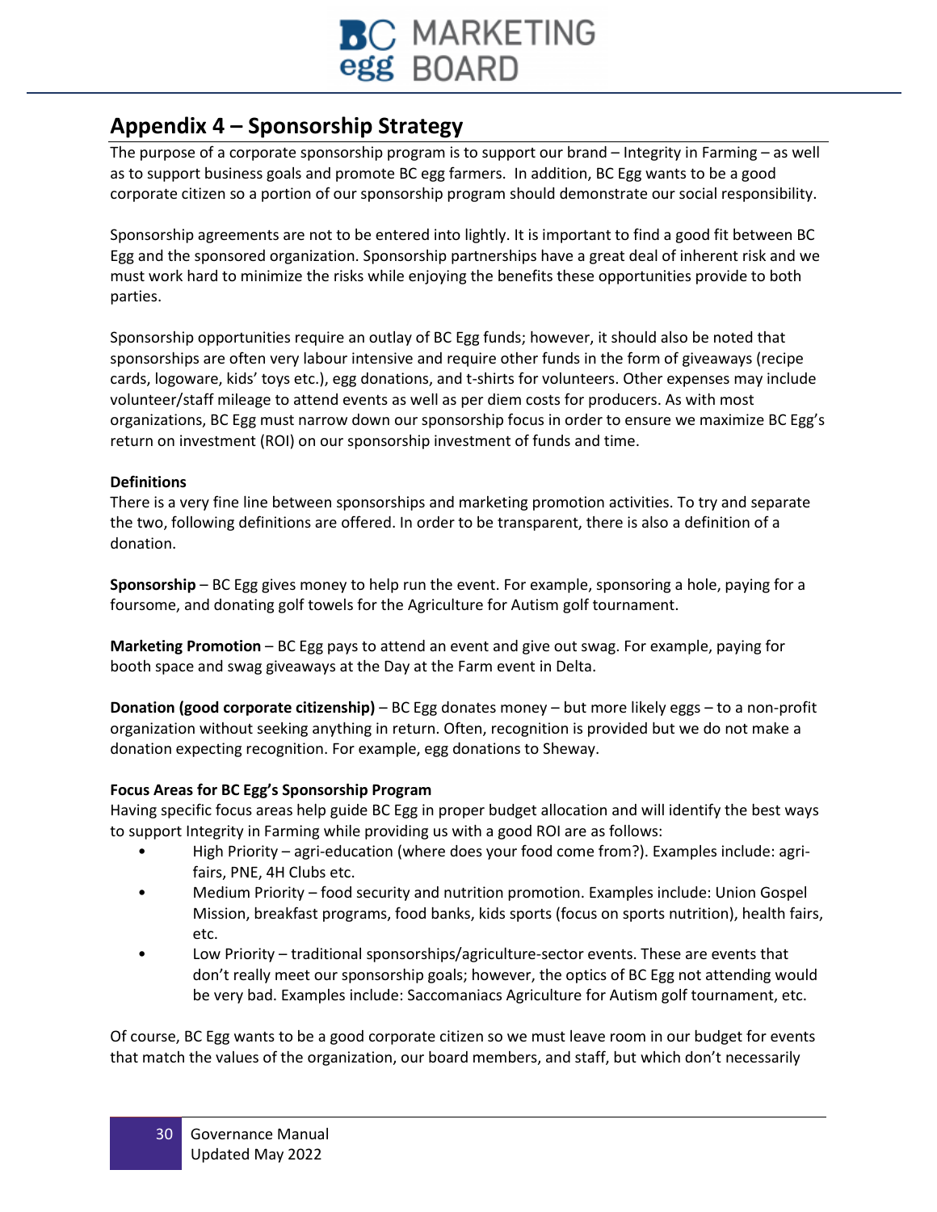## Appendix 4 – Sponsorship Strategy

The purpose of a corporate sponsorship program is to support our brand – Integrity in Farming – as well as to support business goals and promote BC egg farmers. In addition, BC Egg wants to be a good corporate citizen so a portion of our sponsorship program should demonstrate our social responsibility.

Sponsorship agreements are not to be entered into lightly. It is important to find a good fit between BC Egg and the sponsored organization. Sponsorship partnerships have a great deal of inherent risk and we must work hard to minimize the risks while enjoying the benefits these opportunities provide to both parties.

Sponsorship opportunities require an outlay of BC Egg funds; however, it should also be noted that sponsorships are often very labour intensive and require other funds in the form of giveaways (recipe cards, logoware, kids' toys etc.), egg donations, and t-shirts for volunteers. Other expenses may include volunteer/staff mileage to attend events as well as per diem costs for producers. As with most organizations, BC Egg must narrow down our sponsorship focus in order to ensure we maximize BC Egg's return on investment (ROI) on our sponsorship investment of funds and time.

**Definitions**

There is a very fine line between sponsorships and marketing promotion activities. To try and separate the two, following definitions are offered. In order to be transparent, there is also a definition of a donation.

**Sponsorship** – BC Egg gives money to help run the event. For example, sponsoring a hole, paying for a foursome, and donating golf towels for the Agriculture for Autism golf tournament.

**Marketing Promotion** – BC Egg pays to attend an event and give out swag. For example, paying for booth space and swag giveaways at the Day at the Farm event in Delta.

**Donation (good corporate citizenship)** – BC Egg donates money – but more likely eggs – to a non-profit organization without seeking anything in return. Often, recognition is provided but we do not make a donation expecting recognition. For example, egg donations to Sheway.

**Focus Areas for BC Egg's Sponsorship Program**

Having specific focus areas help guide BC Egg in proper budget allocation and will identify the best ways to support Integrity in Farming while providing us with a good ROI are as follows:

- High Priority – agri-education (where does your food come from?). Examples include: agri-fairs, PNE, 4H Clubs etc.
- Medium Priority – food security and nutrition promotion. Examples include: Union Gospel Mission, breakfast programs, food banks, kids sports (focus on sports nutrition), health fairs, etc.
- Low Priority – traditional sponsorships/agriculture-sector events. These are events that don't really meet our sponsorship goals; however, the optics of BC Egg not attending would be very bad. Examples include: Saccomaniacs Agriculture for Autism golf tournament, etc.

Of course, BC Egg wants to be a good corporate citizen so we must leave room in our budget for events that match the values of the organization, our board members, and staff, but which don't necessarily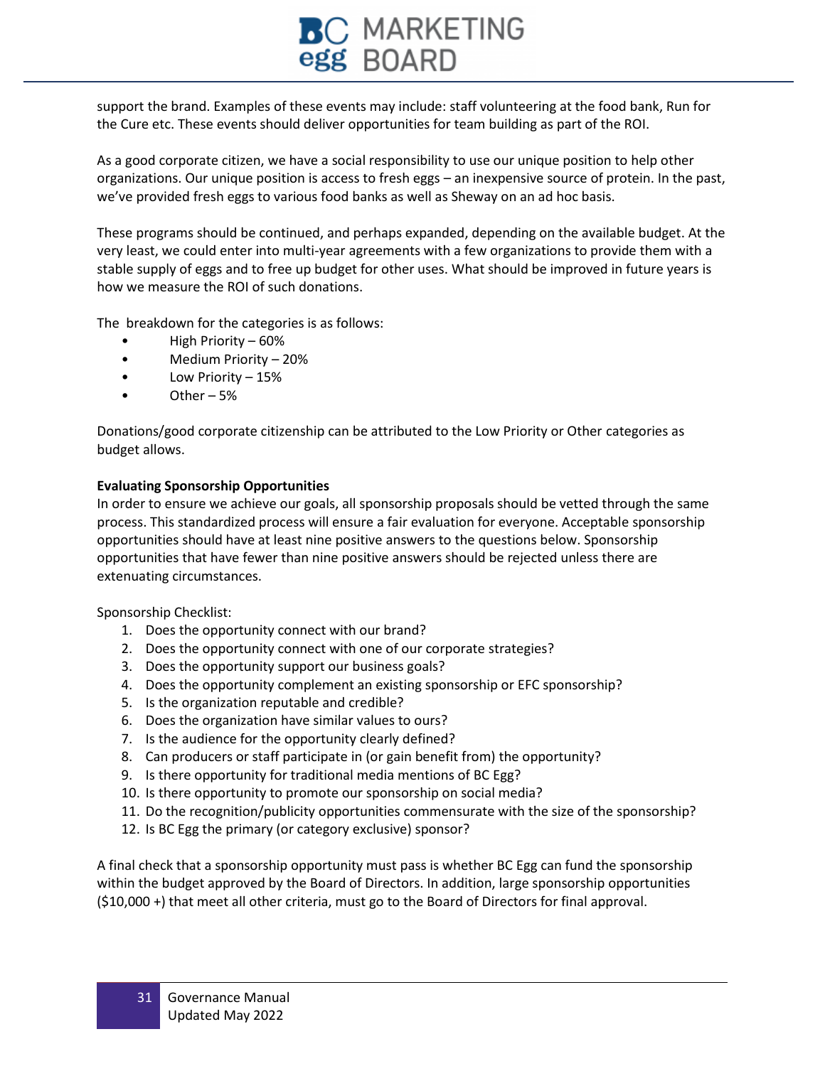support the brand. Examples of these events may include: staff volunteering at the food bank, Run for the Cure etc. These events should deliver opportunities for team building as part of the ROI.

As a good corporate citizen, we have a social responsibility to use our unique position to help other organizations. Our unique position is access to fresh eggs – an inexpensive source of protein. In the past, we've provided fresh eggs to various food banks as well as Sheway on an ad hoc basis.

These programs should be continued, and perhaps expanded, depending on the available budget. At the very least, we could enter into multi-year agreements with a few organizations to provide them with a stable supply of eggs and to free up budget for other uses. What should be improved in future years is how we measure the ROI of such donations.

The breakdown for the categories is as follows:

- High Priority – 60%
- Medium Priority – 20%
- Low Priority – 15%
- Other – 5%

Donations/good corporate citizenship can be attributed to the Low Priority or Other categories as budget allows.

**Evaluating Sponsorship Opportunities**

In order to ensure we achieve our goals, all sponsorship proposals should be vetted through the same process. This standardized process will ensure a fair evaluation for everyone. Acceptable sponsorship opportunities should have at least nine positive answers to the questions below. Sponsorship opportunities that have fewer than nine positive answers should be rejected unless there are extenuating circumstances.

Sponsorship Checklist:

1. Does the opportunity connect with our brand?
2. Does the opportunity connect with one of our corporate strategies?
3. Does the opportunity support our business goals?
4. Does the opportunity complement an existing sponsorship or EFC sponsorship?
5. Is the organization reputable and credible?
6. Does the organization have similar values to ours?
7. Is the audience for the opportunity clearly defined?
8. Can producers or staff participate in (or gain benefit from) the opportunity?
9. Is there opportunity for traditional media mentions of BC Egg?
10. Is there opportunity to promote our sponsorship on social media?
11. Do the recognition/publicity opportunities commensurate with the size of the sponsorship?
12. Is BC Egg the primary (or category exclusive) sponsor?

A final check that a sponsorship opportunity must pass is whether BC Egg can fund the sponsorship within the budget approved by the Board of Directors. In addition, large sponsorship opportunities ($10,000 +) that meet all other criteria, must go to the Board of Directors for final approval.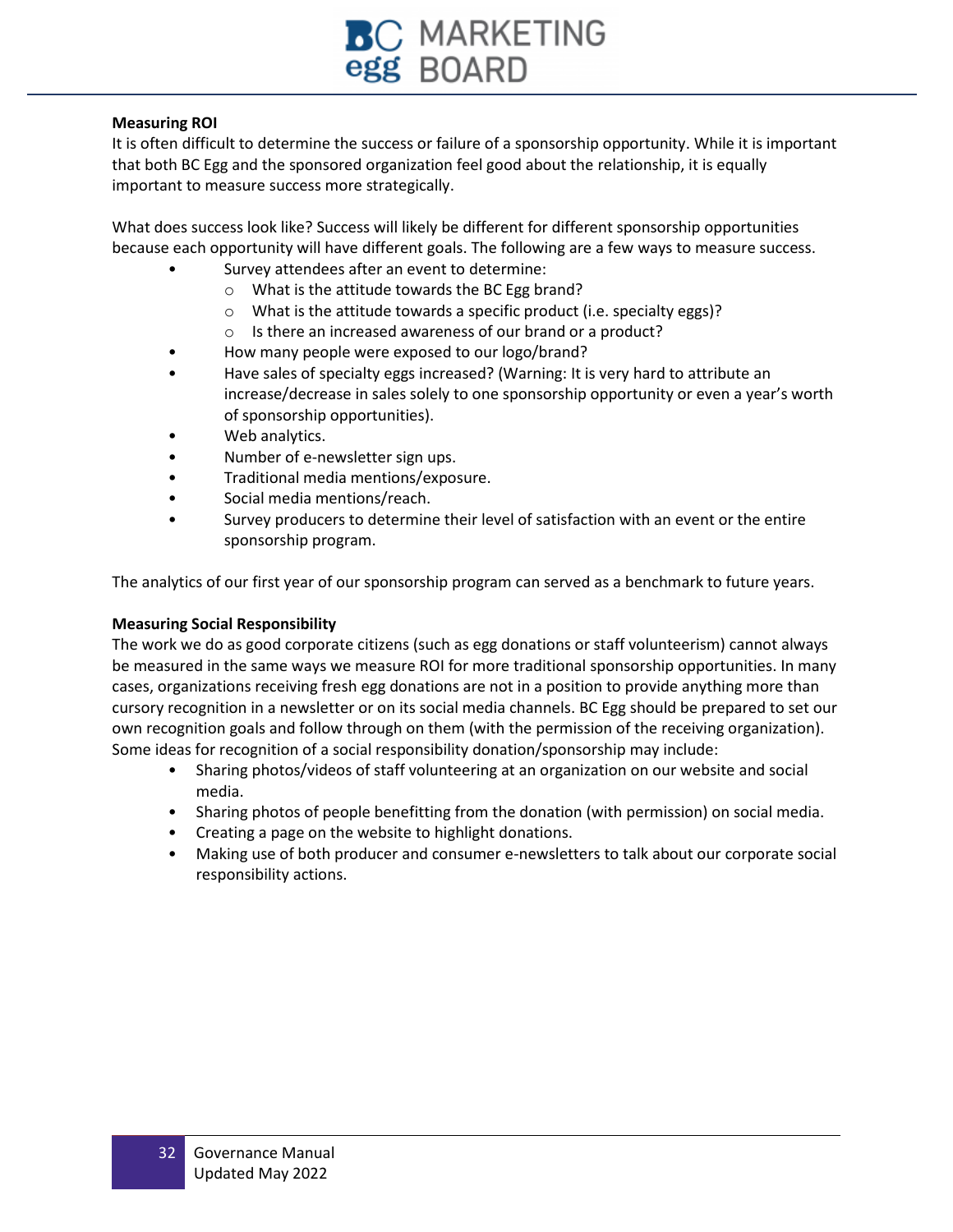**Measuring ROI**

It is often difficult to determine the success or failure of a sponsorship opportunity. While it is important that both BC Egg and the sponsored organization feel good about the relationship, it is equally important to measure success more strategically.

What does success look like? Success will likely be different for different sponsorship opportunities because each opportunity will have different goals. The following are a few ways to measure success.

- Survey attendees after an event to determine:
  - What is the attitude towards the BC Egg brand?
  - What is the attitude towards a specific product (i.e. specialty eggs)?
  - Is there an increased awareness of our brand or a product?
- How many people were exposed to our logo/brand?
- Have sales of specialty eggs increased? (Warning: It is very hard to attribute an increase/decrease in sales solely to one sponsorship opportunity or even a year's worth of sponsorship opportunities).
- Web analytics.
- Number of e-newsletter sign ups.
- Traditional media mentions/exposure.
- Social media mentions/reach.
- Survey producers to determine their level of satisfaction with an event or the entire sponsorship program.

The analytics of our first year of our sponsorship program can served as a benchmark to future years.

**Measuring Social Responsibility**

The work we do as good corporate citizens (such as egg donations or staff volunteerism) cannot always be measured in the same ways we measure ROI for more traditional sponsorship opportunities. In many cases, organizations receiving fresh egg donations are not in a position to provide anything more than cursory recognition in a newsletter or on its social media channels. BC Egg should be prepared to set our own recognition goals and follow through on them (with the permission of the receiving organization). Some ideas for recognition of a social responsibility donation/sponsorship may include:

- Sharing photos/videos of staff volunteering at an organization on our website and social media.
- Sharing photos of people benefitting from the donation (with permission) on social media.
- Creating a page on the website to highlight donations.
- Making use of both producer and consumer e-newsletters to talk about our corporate social responsibility actions.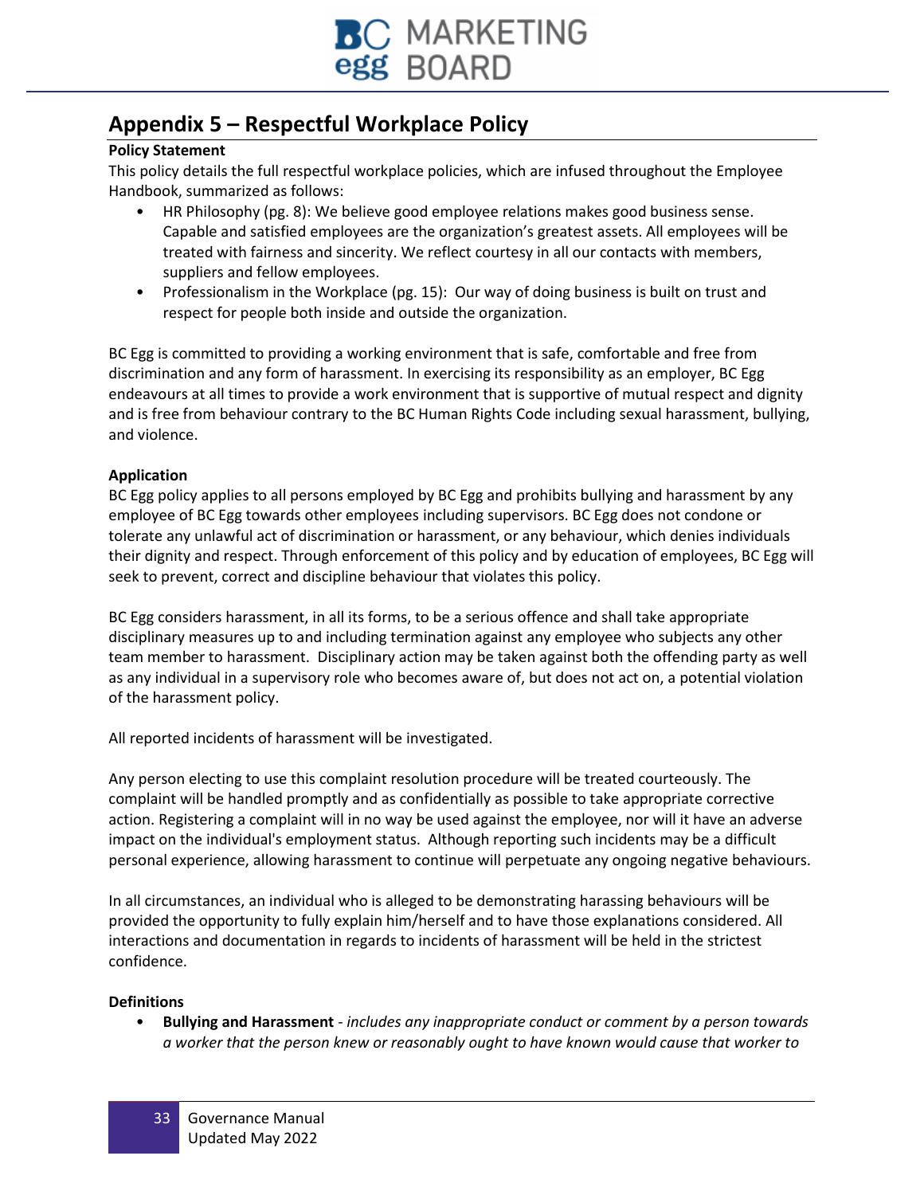# Appendix 5 – Respectful Workplace Policy

**Policy Statement**

This policy details the full respectful workplace policies, which are infused throughout the Employee Handbook, summarized as follows:

- HR Philosophy (pg. 8): We believe good employee relations makes good business sense. Capable and satisfied employees are the organization's greatest assets. All employees will be treated with fairness and sincerity. We reflect courtesy in all our contacts with members, suppliers and fellow employees.
- Professionalism in the Workplace (pg. 15): Our way of doing business is built on trust and respect for people both inside and outside the organization.

BC Egg is committed to providing a working environment that is safe, comfortable and free from discrimination and any form of harassment. In exercising its responsibility as an employer, BC Egg endeavours at all times to provide a work environment that is supportive of mutual respect and dignity and is free from behaviour contrary to the BC Human Rights Code including sexual harassment, bullying, and violence.

**Application**

BC Egg policy applies to all persons employed by BC Egg and prohibits bullying and harassment by any employee of BC Egg towards other employees including supervisors. BC Egg does not condone or tolerate any unlawful act of discrimination or harassment, or any behaviour, which denies individuals their dignity and respect. Through enforcement of this policy and by education of employees, BC Egg will seek to prevent, correct and discipline behaviour that violates this policy.

BC Egg considers harassment, in all its forms, to be a serious offence and shall take appropriate disciplinary measures up to and including termination against any employee who subjects any other team member to harassment. Disciplinary action may be taken against both the offending party as well as any individual in a supervisory role who becomes aware of, but does not act on, a potential violation of the harassment policy.

All reported incidents of harassment will be investigated.

Any person electing to use this complaint resolution procedure will be treated courteously. The complaint will be handled promptly and as confidentially as possible to take appropriate corrective action. Registering a complaint will in no way be used against the employee, nor will it have an adverse impact on the individual's employment status. Although reporting such incidents may be a difficult personal experience, allowing harassment to continue will perpetuate any ongoing negative behaviours.

In all circumstances, an individual who is alleged to be demonstrating harassing behaviours will be provided the opportunity to fully explain him/herself and to have those explanations considered. All interactions and documentation in regards to incidents of harassment will be held in the strictest confidence.

**Definitions**

- **Bullying and Harassment** - *includes any inappropriate conduct or comment by a person towards a worker that the person knew or reasonably ought to have known would cause that worker to*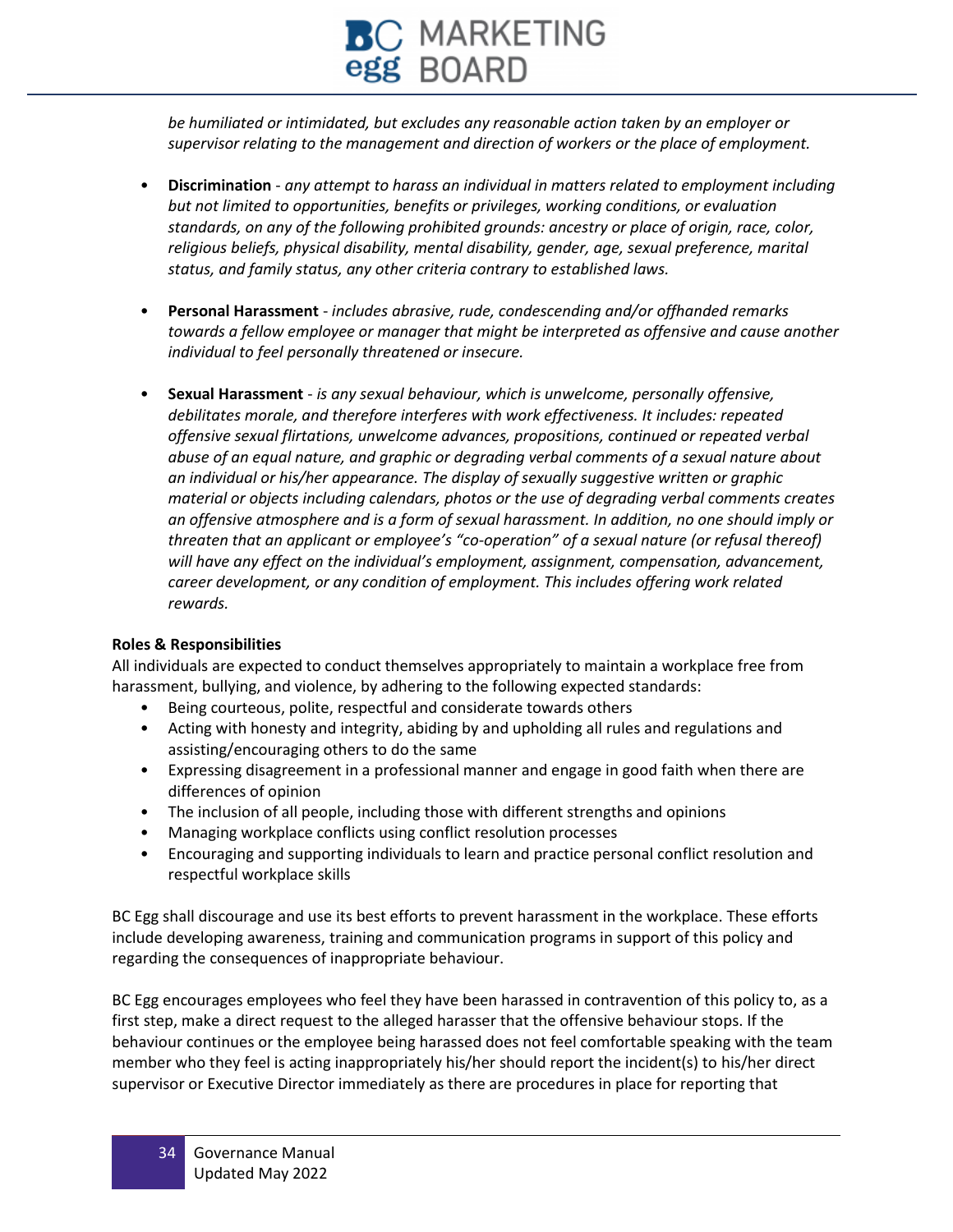*be humiliated or intimidated, but excludes any reasonable action taken by an employer or supervisor relating to the management and direction of workers or the place of employment.*

- **Discrimination** - *any attempt to harass an individual in matters related to employment including but not limited to opportunities, benefits or privileges, working conditions, or evaluation standards, on any of the following prohibited grounds: ancestry or place of origin, race, color, religious beliefs, physical disability, mental disability, gender, age, sexual preference, marital status, and family status, any other criteria contrary to established laws.*

- **Personal Harassment** - *includes abrasive, rude, condescending and/or offhanded remarks towards a fellow employee or manager that might be interpreted as offensive and cause another individual to feel personally threatened or insecure.*

- **Sexual Harassment** - *is any sexual behaviour, which is unwelcome, personally offensive, debilitates morale, and therefore interferes with work effectiveness. It includes: repeated offensive sexual flirtations, unwelcome advances, propositions, continued or repeated verbal abuse of an equal nature, and graphic or degrading verbal comments of a sexual nature about an individual or his/her appearance. The display of sexually suggestive written or graphic material or objects including calendars, photos or the use of degrading verbal comments creates an offensive atmosphere and is a form of sexual harassment. In addition, no one should imply or threaten that an applicant or employee's "co-operation" of a sexual nature (or refusal thereof) will have any effect on the individual's employment, assignment, compensation, advancement, career development, or any condition of employment. This includes offering work related rewards.*

**Roles & Responsibilities**

All individuals are expected to conduct themselves appropriately to maintain a workplace free from harassment, bullying, and violence, by adhering to the following expected standards:

- Being courteous, polite, respectful and considerate towards others
- Acting with honesty and integrity, abiding by and upholding all rules and regulations and assisting/encouraging others to do the same
- Expressing disagreement in a professional manner and engage in good faith when there are differences of opinion
- The inclusion of all people, including those with different strengths and opinions
- Managing workplace conflicts using conflict resolution processes
- Encouraging and supporting individuals to learn and practice personal conflict resolution and respectful workplace skills

BC Egg shall discourage and use its best efforts to prevent harassment in the workplace. These efforts include developing awareness, training and communication programs in support of this policy and regarding the consequences of inappropriate behaviour.

BC Egg encourages employees who feel they have been harassed in contravention of this policy to, as a first step, make a direct request to the alleged harasser that the offensive behaviour stops. If the behaviour continues or the employee being harassed does not feel comfortable speaking with the team member who they feel is acting inappropriately his/her should report the incident(s) to his/her direct supervisor or Executive Director immediately as there are procedures in place for reporting that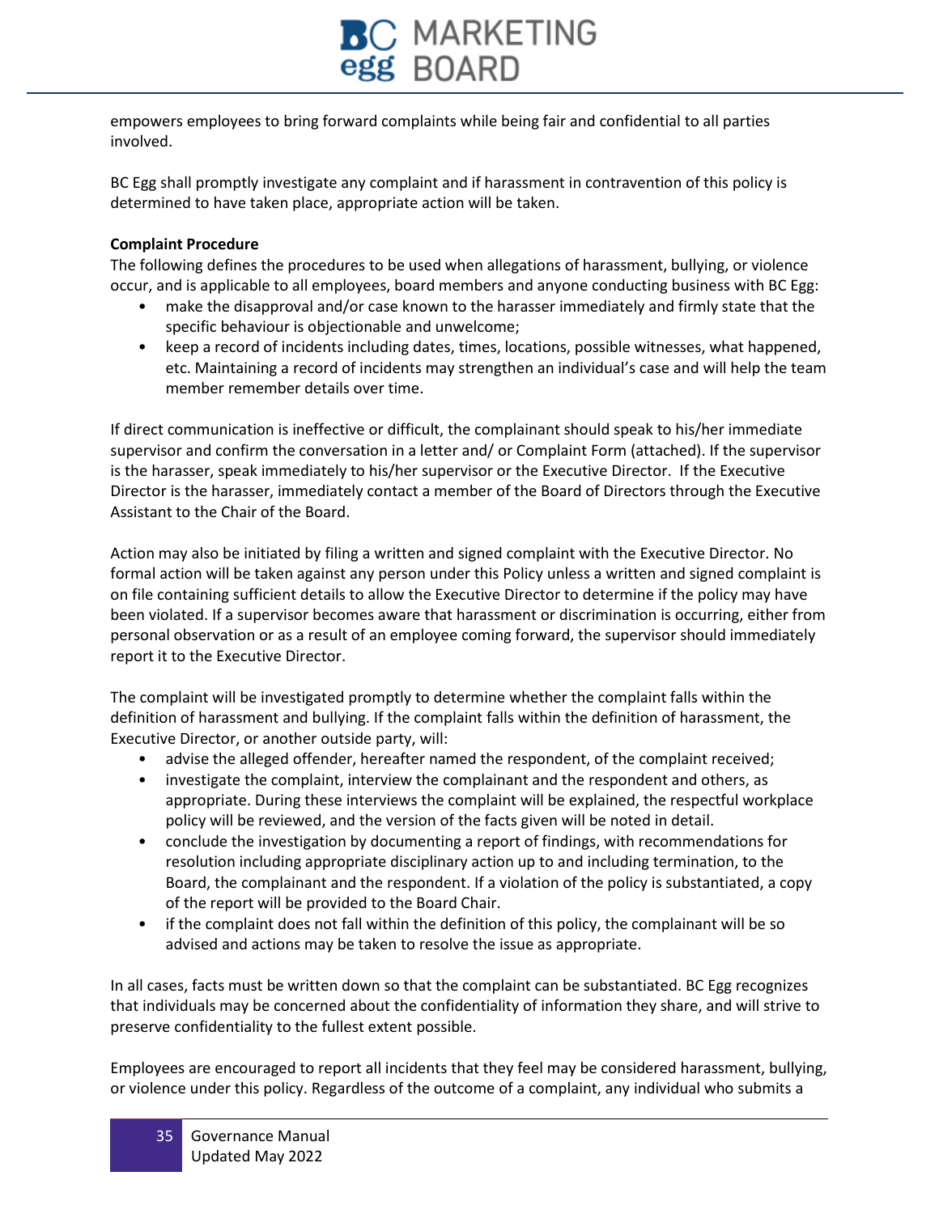empowers employees to bring forward complaints while being fair and confidential to all parties involved.

BC Egg shall promptly investigate any complaint and if harassment in contravention of this policy is determined to have taken place, appropriate action will be taken.

**Complaint Procedure**

The following defines the procedures to be used when allegations of harassment, bullying, or violence occur, and is applicable to all employees, board members and anyone conducting business with BC Egg:

- make the disapproval and/or case known to the harasser immediately and firmly state that the specific behaviour is objectionable and unwelcome;
- keep a record of incidents including dates, times, locations, possible witnesses, what happened, etc. Maintaining a record of incidents may strengthen an individual's case and will help the team member remember details over time.

If direct communication is ineffective or difficult, the complainant should speak to his/her immediate supervisor and confirm the conversation in a letter and/ or Complaint Form (attached). If the supervisor is the harasser, speak immediately to his/her supervisor or the Executive Director. If the Executive Director is the harasser, immediately contact a member of the Board of Directors through the Executive Assistant to the Chair of the Board.

Action may also be initiated by filing a written and signed complaint with the Executive Director. No formal action will be taken against any person under this Policy unless a written and signed complaint is on file containing sufficient details to allow the Executive Director to determine if the policy may have been violated. If a supervisor becomes aware that harassment or discrimination is occurring, either from personal observation or as a result of an employee coming forward, the supervisor should immediately report it to the Executive Director.

The complaint will be investigated promptly to determine whether the complaint falls within the definition of harassment and bullying. If the complaint falls within the definition of harassment, the Executive Director, or another outside party, will:

- advise the alleged offender, hereafter named the respondent, of the complaint received;
- investigate the complaint, interview the complainant and the respondent and others, as appropriate. During these interviews the complaint will be explained, the respectful workplace policy will be reviewed, and the version of the facts given will be noted in detail.
- conclude the investigation by documenting a report of findings, with recommendations for resolution including appropriate disciplinary action up to and including termination, to the Board, the complainant and the respondent. If a violation of the policy is substantiated, a copy of the report will be provided to the Board Chair.
- if the complaint does not fall within the definition of this policy, the complainant will be so advised and actions may be taken to resolve the issue as appropriate.

In all cases, facts must be written down so that the complaint can be substantiated. BC Egg recognizes that individuals may be concerned about the confidentiality of information they share, and will strive to preserve confidentiality to the fullest extent possible.

Employees are encouraged to report all incidents that they feel may be considered harassment, bullying, or violence under this policy. Regardless of the outcome of a complaint, any individual who submits a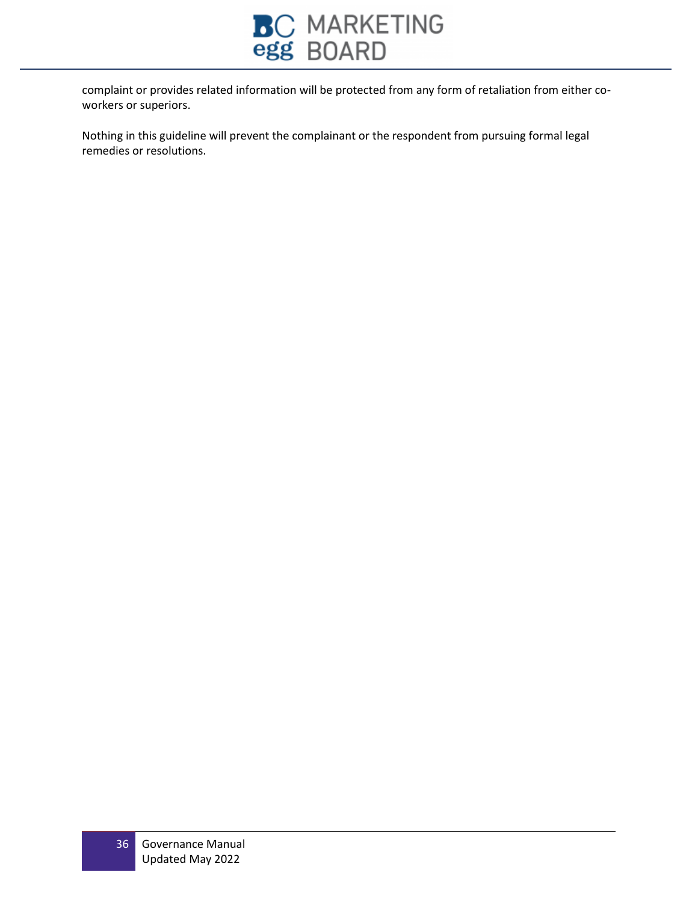complaint or provides related information will be protected from any form of retaliation from either co-workers or superiors.

Nothing in this guideline will prevent the complainant or the respondent from pursuing formal legal remedies or resolutions.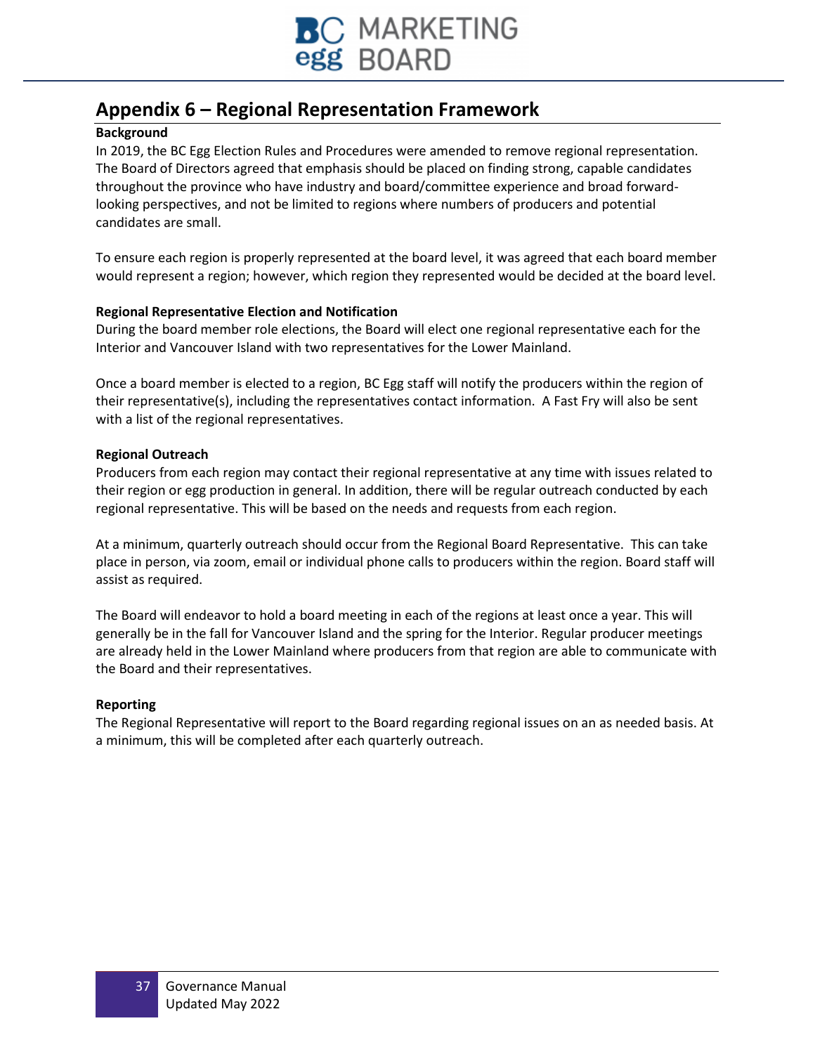## Appendix 6 – Regional Representation Framework

**Background**

In 2019, the BC Egg Election Rules and Procedures were amended to remove regional representation. The Board of Directors agreed that emphasis should be placed on finding strong, capable candidates throughout the province who have industry and board/committee experience and broad forward-looking perspectives, and not be limited to regions where numbers of producers and potential candidates are small.

To ensure each region is properly represented at the board level, it was agreed that each board member would represent a region; however, which region they represented would be decided at the board level.

**Regional Representative Election and Notification**

During the board member role elections, the Board will elect one regional representative each for the Interior and Vancouver Island with two representatives for the Lower Mainland.

Once a board member is elected to a region, BC Egg staff will notify the producers within the region of their representative(s), including the representatives contact information. A Fast Fry will also be sent with a list of the regional representatives.

**Regional Outreach**

Producers from each region may contact their regional representative at any time with issues related to their region or egg production in general. In addition, there will be regular outreach conducted by each regional representative. This will be based on the needs and requests from each region.

At a minimum, quarterly outreach should occur from the Regional Board Representative. This can take place in person, via zoom, email or individual phone calls to producers within the region. Board staff will assist as required.

The Board will endeavor to hold a board meeting in each of the regions at least once a year. This will generally be in the fall for Vancouver Island and the spring for the Interior. Regular producer meetings are already held in the Lower Mainland where producers from that region are able to communicate with the Board and their representatives.

**Reporting**

The Regional Representative will report to the Board regarding regional issues on an as needed basis. At a minimum, this will be completed after each quarterly outreach.